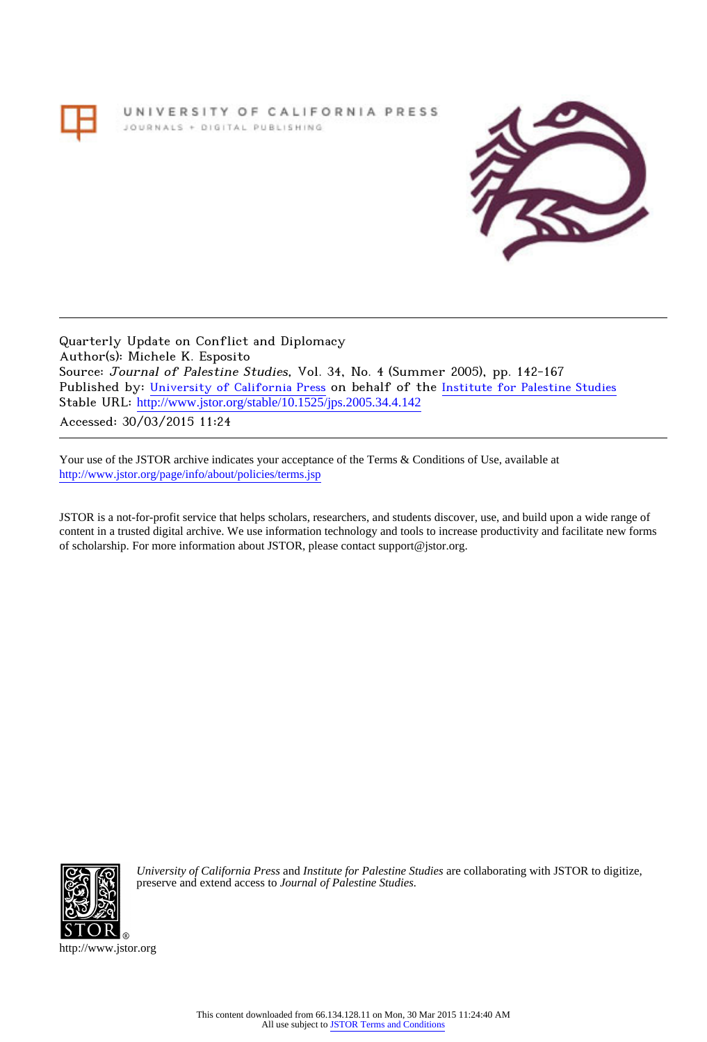UNIVERSITY OF CALIFORNIA PRESS
JOURNALS + DIGITAL PUBLISHING

Quarterly Update on Conflict and Diplomacy
Author(s): Michele K. Esposito
Source: *Journal of Palestine Studies*, Vol. 34, No. 4 (Summer 2005), pp. 142-167
Published by: University of California Press on behalf of the Institute for Palestine Studies
Stable URL: http://www.jstor.org/stable/10.1525/jps.2005.34.4.142
Accessed: 30/03/2015 11:24

Your use of the JSTOR archive indicates your acceptance of the Terms & Conditions of Use, available at http://www.jstor.org/page/info/about/policies/terms.jsp

JSTOR is a not-for-profit service that helps scholars, researchers, and students discover, use, and build upon a wide range of content in a trusted digital archive. We use information technology and tools to increase productivity and facilitate new forms of scholarship. For more information about JSTOR, please contact support@jstor.org.

*University of California Press* and *Institute for Palestine Studies* are collaborating with JSTOR to digitize, preserve and extend access to *Journal of Palestine Studies.*

http://www.jstor.org

This content downloaded from 66.134.128.11 on Mon, 30 Mar 2015 11:24:40 AM
All use subject to JSTOR Terms and Conditions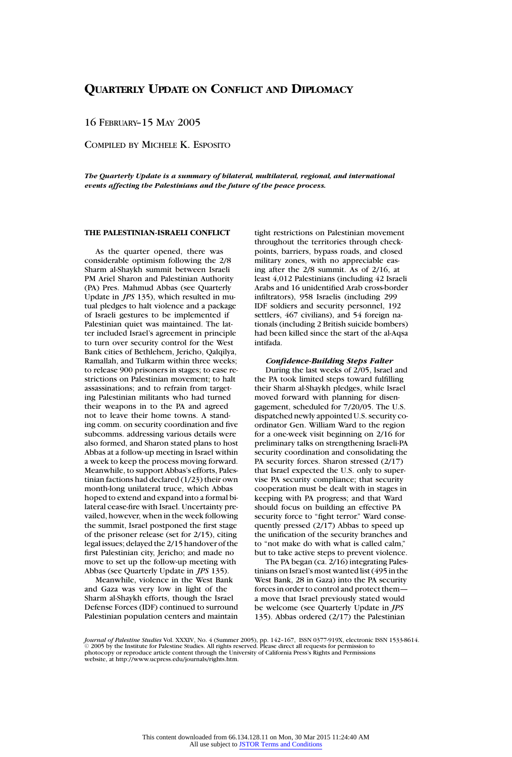# QUARTERLY UPDATE ON CONFLICT AND DIPLOMACY

16 FEBRUARY–15 MAY 2005

COMPILED BY MICHELE K. ESPOSITO

***The Quarterly Update is a summary of bilateral, multilateral, regional, and international events affecting the Palestinians and the future of the peace process.***

## THE PALESTINIAN-ISRAELI CONFLICT

As the quarter opened, there was considerable optimism following the 2/8 Sharm al-Shaykh summit between Israeli PM Ariel Sharon and Palestinian Authority (PA) Pres. Mahmud Abbas (see Quarterly Update in *JPS* 135), which resulted in mutual pledges to halt violence and a package of Israeli gestures to be implemented if Palestinian quiet was maintained. The latter included Israel's agreement in principle to turn over security control for the West Bank cities of Bethlehem, Jericho, Qalqilya, Ramallah, and Tulkarm within three weeks; to release 900 prisoners in stages; to ease restrictions on Palestinian movement; to halt assassinations; and to refrain from targeting Palestinian militants who had turned their weapons in to the PA and agreed not to leave their home towns. A standing comm. on security coordination and five subcomms. addressing various details were also formed, and Sharon stated plans to host Abbas at a follow-up meeting in Israel within a week to keep the process moving forward. Meanwhile, to support Abbas's efforts, Palestinian factions had declared (1/23) their own month-long unilateral truce, which Abbas hoped to extend and expand into a formal bilateral cease-fire with Israel. Uncertainty prevailed, however, when in the week following the summit, Israel postponed the first stage of the prisoner release (set for 2/15), citing legal issues; delayed the 2/15 handover of the first Palestinian city, Jericho; and made no move to set up the follow-up meeting with Abbas (see Quarterly Update in *JPS* 135).

Meanwhile, violence in the West Bank and Gaza was very low in light of the Sharm al-Shaykh efforts, though the Israel Defense Forces (IDF) continued to surround Palestinian population centers and maintain tight restrictions on Palestinian movement throughout the territories through checkpoints, barriers, bypass roads, and closed military zones, with no appreciable easing after the 2/8 summit. As of 2/16, at least 4,012 Palestinians (including 42 Israeli Arabs and 16 unidentified Arab cross-border infiltrators), 958 Israelis (including 299 IDF soldiers and security personnel, 192 settlers, 467 civilians), and 54 foreign nationals (including 2 British suicide bombers) had been killed since the start of the al-Aqsa intifada.

### *Confidence-Building Steps Falter*

During the last weeks of 2/05, Israel and the PA took limited steps toward fulfilling their Sharm al-Shaykh pledges, while Israel moved forward with planning for disengagement, scheduled for 7/20/05. The U.S. dispatched newly appointed U.S. security coordinator Gen. William Ward to the region for a one-week visit beginning on 2/16 for preliminary talks on strengthening Israeli-PA security coordination and consolidating the PA security forces. Sharon stressed (2/17) that Israel expected the U.S. only to supervise PA security compliance; that security cooperation must be dealt with in stages in keeping with PA progress; and that Ward should focus on building an effective PA security force to "fight terror." Ward consequently pressed (2/17) Abbas to speed up the unification of the security branches and to "not make do with what is called calm," but to take active steps to prevent violence.

The PA began (ca. 2/16) integrating Palestinians on Israel's most wanted list (495 in the West Bank, 28 in Gaza) into the PA security forces in order to control and protect them—a move that Israel previously stated would be welcome (see Quarterly Update in *JPS* 135). Abbas ordered (2/17) the Palestinian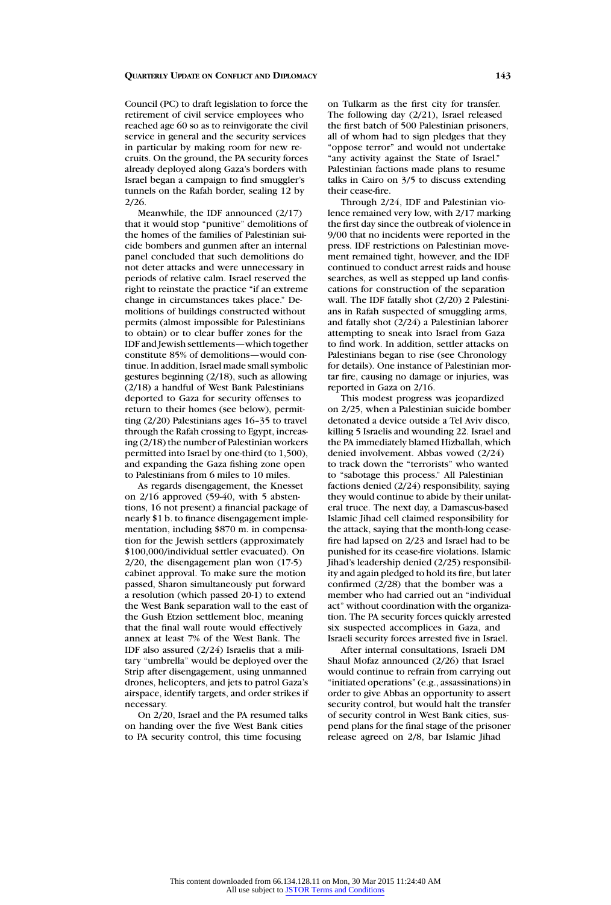Council (PC) to draft legislation to force the retirement of civil service employees who reached age 60 so as to reinvigorate the civil service in general and the security services in particular by making room for new recruits. On the ground, the PA security forces already deployed along Gaza's borders with Israel began a campaign to find smuggler's tunnels on the Rafah border, sealing 12 by 2/26.

Meanwhile, the IDF announced (2/17) that it would stop "punitive" demolitions of the homes of the families of Palestinian suicide bombers and gunmen after an internal panel concluded that such demolitions do not deter attacks and were unnecessary in periods of relative calm. Israel reserved the right to reinstate the practice "if an extreme change in circumstances takes place." Demolitions of buildings constructed without permits (almost impossible for Palestinians to obtain) or to clear buffer zones for the IDF and Jewish settlements—which together constitute 85% of demolitions—would continue. In addition, Israel made small symbolic gestures beginning (2/18), such as allowing (2/18) a handful of West Bank Palestinians deported to Gaza for security offenses to return to their homes (see below), permitting (2/20) Palestinians ages 16–35 to travel through the Rafah crossing to Egypt, increasing (2/18) the number of Palestinian workers permitted into Israel by one-third (to 1,500), and expanding the Gaza fishing zone open to Palestinians from 6 miles to 10 miles.

As regards disengagement, the Knesset on 2/16 approved (59-40, with 5 abstentions, 16 not present) a financial package of nearly $1 b. to finance disengagement implementation, including $870 m. in compensation for the Jewish settlers (approximately $100,000/individual settler evacuated). On 2/20, the disengagement plan won (17-5) cabinet approval. To make sure the motion passed, Sharon simultaneously put forward a resolution (which passed 20-1) to extend the West Bank separation wall to the east of the Gush Etzion settlement bloc, meaning that the final wall route would effectively annex at least 7% of the West Bank. The IDF also assured (2/24) Israelis that a military "umbrella" would be deployed over the Strip after disengagement, using unmanned drones, helicopters, and jets to patrol Gaza's airspace, identify targets, and order strikes if necessary.

On 2/20, Israel and the PA resumed talks on handing over the five West Bank cities to PA security control, this time focusing on Tulkarm as the first city for transfer. The following day (2/21), Israel released the first batch of 500 Palestinian prisoners, all of whom had to sign pledges that they "oppose terror" and would not undertake "any activity against the State of Israel." Palestinian factions made plans to resume talks in Cairo on 3/5 to discuss extending their cease-fire.

Through 2/24, IDF and Palestinian violence remained very low, with 2/17 marking the first day since the outbreak of violence in 9/00 that no incidents were reported in the press. IDF restrictions on Palestinian movement remained tight, however, and the IDF continued to conduct arrest raids and house searches, as well as stepped up land confiscations for construction of the separation wall. The IDF fatally shot (2/20) 2 Palestinians in Rafah suspected of smuggling arms, and fatally shot (2/24) a Palestinian laborer attempting to sneak into Israel from Gaza to find work. In addition, settler attacks on Palestinians began to rise (see Chronology for details). One instance of Palestinian mortar fire, causing no damage or injuries, was reported in Gaza on 2/16.

This modest progress was jeopardized on 2/25, when a Palestinian suicide bomber detonated a device outside a Tel Aviv disco, killing 5 Israelis and wounding 22. Israel and the PA immediately blamed Hizballah, which denied involvement. Abbas vowed (2/24) to track down the "terrorists" who wanted to "sabotage this process." All Palestinian factions denied (2/24) responsibility, saying they would continue to abide by their unilateral truce. The next day, a Damascus-based Islamic Jihad cell claimed responsibility for the attack, saying that the month-long cease-fire had lapsed on 2/23 and Israel had to be punished for its cease-fire violations. Islamic Jihad's leadership denied (2/25) responsibility and again pledged to hold its fire, but later confirmed (2/28) that the bomber was a member who had carried out an "individual act" without coordination with the organization. The PA security forces quickly arrested six suspected accomplices in Gaza, and Israeli security forces arrested five in Israel.

After internal consultations, Israeli DM Shaul Mofaz announced (2/26) that Israel would continue to refrain from carrying out "initiated operations" (e.g., assassinations) in order to give Abbas an opportunity to assert security control, but would halt the transfer of security control in West Bank cities, suspend plans for the final stage of the prisoner release agreed on 2/8, bar Islamic Jihad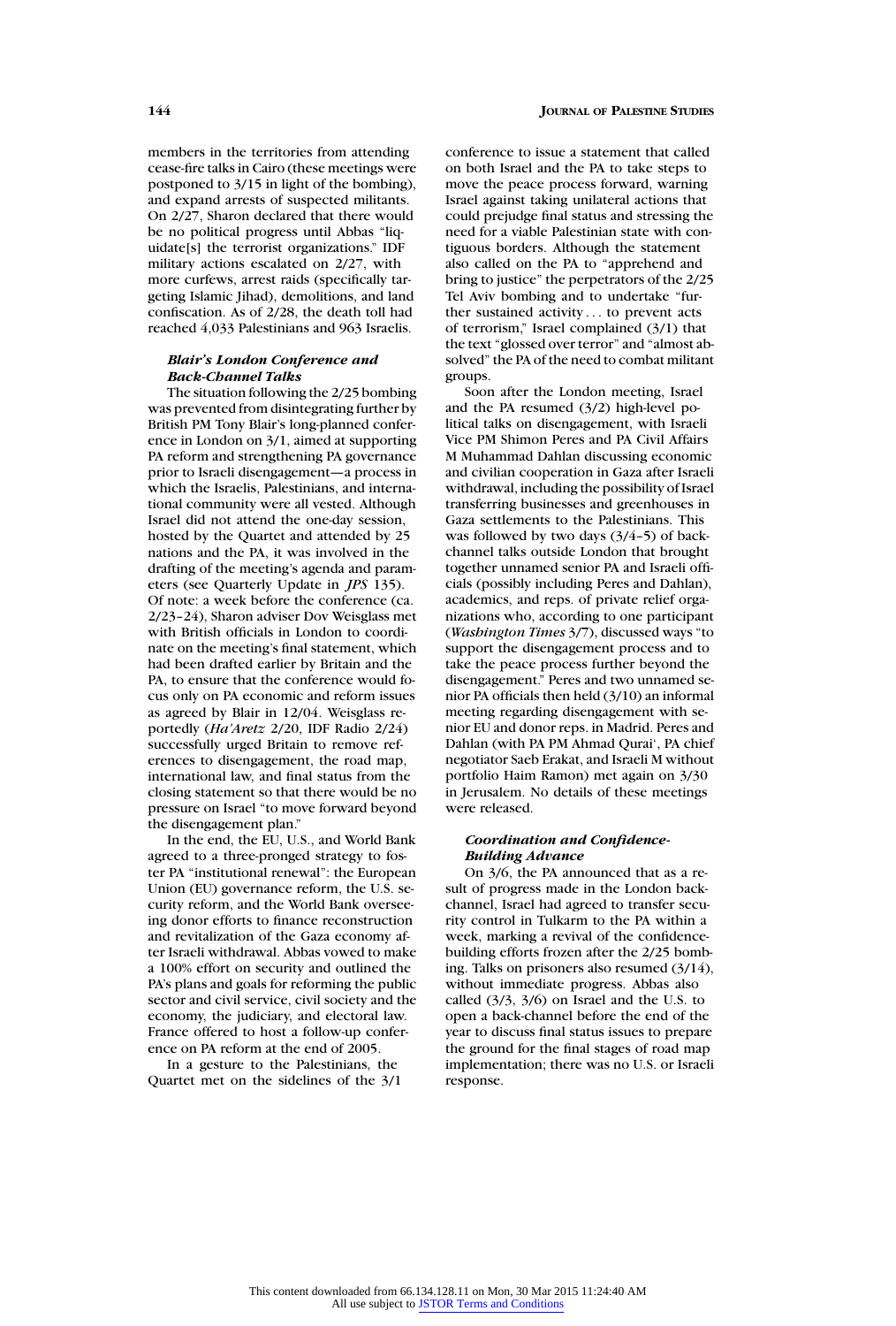members in the territories from attending cease-fire talks in Cairo (these meetings were postponed to 3/15 in light of the bombing), and expand arrests of suspected militants. On 2/27, Sharon declared that there would be no political progress until Abbas "liquidate[s] the terrorist organizations." IDF military actions escalated on 2/27, with more curfews, arrest raids (specifically targeting Islamic Jihad), demolitions, and land confiscation. As of 2/28, the death toll had reached 4,033 Palestinians and 963 Israelis.

### *Blair's London Conference and Back-Channel Talks*

The situation following the 2/25 bombing was prevented from disintegrating further by British PM Tony Blair's long-planned conference in London on 3/1, aimed at supporting PA reform and strengthening PA governance prior to Israeli disengagement—a process in which the Israelis, Palestinians, and international community were all vested. Although Israel did not attend the one-day session, hosted by the Quartet and attended by 25 nations and the PA, it was involved in the drafting of the meeting's agenda and parameters (see Quarterly Update in *JPS* 135). Of note: a week before the conference (ca. 2/23–24), Sharon adviser Dov Weisglass met with British officials in London to coordinate on the meeting's final statement, which had been drafted earlier by Britain and the PA, to ensure that the conference would focus only on PA economic and reform issues as agreed by Blair in 12/04. Weisglass reportedly (*Ha'Aretz* 2/20, IDF Radio 2/24) successfully urged Britain to remove references to disengagement, the road map, international law, and final status from the closing statement so that there would be no pressure on Israel "to move forward beyond the disengagement plan."

In the end, the EU, U.S., and World Bank agreed to a three-pronged strategy to foster PA "institutional renewal": the European Union (EU) governance reform, the U.S. security reform, and the World Bank overseeing donor efforts to finance reconstruction and revitalization of the Gaza economy after Israeli withdrawal. Abbas vowed to make a 100% effort on security and outlined the PA's plans and goals for reforming the public sector and civil service, civil society and the economy, the judiciary, and electoral law. France offered to host a follow-up conference on PA reform at the end of 2005.

In a gesture to the Palestinians, the Quartet met on the sidelines of the 3/1 conference to issue a statement that called on both Israel and the PA to take steps to move the peace process forward, warning Israel against taking unilateral actions that could prejudge final status and stressing the need for a viable Palestinian state with contiguous borders. Although the statement also called on the PA to "apprehend and bring to justice" the perpetrators of the 2/25 Tel Aviv bombing and to undertake "further sustained activity . . . to prevent acts of terrorism," Israel complained (3/1) that the text "glossed over terror" and "almost absolved" the PA of the need to combat militant groups.

Soon after the London meeting, Israel and the PA resumed (3/2) high-level political talks on disengagement, with Israeli Vice PM Shimon Peres and PA Civil Affairs M Muhammad Dahlan discussing economic and civilian cooperation in Gaza after Israeli withdrawal, including the possibility of Israel transferring businesses and greenhouses in Gaza settlements to the Palestinians. This was followed by two days (3/4–5) of back-channel talks outside London that brought together unnamed senior PA and Israeli officials (possibly including Peres and Dahlan), academics, and reps. of private relief organizations who, according to one participant (*Washington Times* 3/7), discussed ways "to support the disengagement process and to take the peace process further beyond the disengagement." Peres and two unnamed senior PA officials then held (3/10) an informal meeting regarding disengagement with senior EU and donor reps. in Madrid. Peres and Dahlan (with PA PM Ahmad Qurai', PA chief negotiator Saeb Erakat, and Israeli M without portfolio Haim Ramon) met again on 3/30 in Jerusalem. No details of these meetings were released.

### *Coordination and Confidence-Building Advance*

On 3/6, the PA announced that as a result of progress made in the London back-channel, Israel had agreed to transfer security control in Tulkarm to the PA within a week, marking a revival of the confidence-building efforts frozen after the 2/25 bombing. Talks on prisoners also resumed (3/14), without immediate progress. Abbas also called (3/3, 3/6) on Israel and the U.S. to open a back-channel before the end of the year to discuss final status issues to prepare the ground for the final stages of road map implementation; there was no U.S. or Israeli response.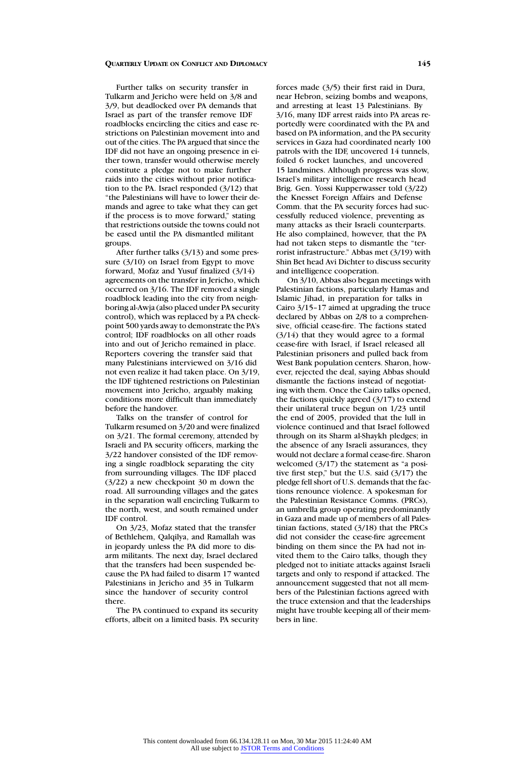Further talks on security transfer in Tulkarm and Jericho were held on 3/8 and 3/9, but deadlocked over PA demands that Israel as part of the transfer remove IDF roadblocks encircling the cities and ease restrictions on Palestinian movement into and out of the cities. The PA argued that since the IDF did not have an ongoing presence in either town, transfer would otherwise merely constitute a pledge not to make further raids into the cities without prior notification to the PA. Israel responded (3/12) that "the Palestinians will have to lower their demands and agree to take what they can get if the process is to move forward," stating that restrictions outside the towns could not be eased until the PA dismantled militant groups.

After further talks (3/13) and some pressure (3/10) on Israel from Egypt to move forward, Mofaz and Yusuf finalized (3/14) agreements on the transfer in Jericho, which occurred on 3/16. The IDF removed a single roadblock leading into the city from neighboring al-Awja (also placed under PA security control), which was replaced by a PA checkpoint 500 yards away to demonstrate the PA's control; IDF roadblocks on all other roads into and out of Jericho remained in place. Reporters covering the transfer said that many Palestinians interviewed on 3/16 did not even realize it had taken place. On 3/19, the IDF tightened restrictions on Palestinian movement into Jericho, arguably making conditions more difficult than immediately before the handover.

Talks on the transfer of control for Tulkarm resumed on 3/20 and were finalized on 3/21. The formal ceremony, attended by Israeli and PA security officers, marking the 3/22 handover consisted of the IDF removing a single roadblock separating the city from surrounding villages. The IDF placed (3/22) a new checkpoint 30 m down the road. All surrounding villages and the gates in the separation wall encircling Tulkarm to the north, west, and south remained under IDF control.

On 3/23, Mofaz stated that the transfer of Bethlehem, Qalqilya, and Ramallah was in jeopardy unless the PA did more to disarm militants. The next day, Israel declared that the transfers had been suspended because the PA had failed to disarm 17 wanted Palestinians in Jericho and 35 in Tulkarm since the handover of security control there.

The PA continued to expand its security efforts, albeit on a limited basis. PA security forces made (3/5) their first raid in Dura, near Hebron, seizing bombs and weapons, and arresting at least 13 Palestinians. By 3/16, many IDF arrest raids into PA areas reportedly were coordinated with the PA and based on PA information, and the PA security services in Gaza had coordinated nearly 100 patrols with the IDF, uncovered 14 tunnels, foiled 6 rocket launches, and uncovered 15 landmines. Although progress was slow, Israel's military intelligence research head Brig. Gen. Yossi Kupperwasser told (3/22) the Knesset Foreign Affairs and Defense Comm. that the PA security forces had successfully reduced violence, preventing as many attacks as their Israeli counterparts. He also complained, however, that the PA had not taken steps to dismantle the "terrorist infrastructure." Abbas met (3/19) with Shin Bet head Avi Dichter to discuss security and intelligence cooperation.

On 3/10, Abbas also began meetings with Palestinian factions, particularly Hamas and Islamic Jihad, in preparation for talks in Cairo 3/15–17 aimed at upgrading the truce declared by Abbas on 2/8 to a comprehensive, official cease-fire. The factions stated (3/14) that they would agree to a formal cease-fire with Israel, if Israel released all Palestinian prisoners and pulled back from West Bank population centers. Sharon, however, rejected the deal, saying Abbas should dismantle the factions instead of negotiating with them. Once the Cairo talks opened, the factions quickly agreed (3/17) to extend their unilateral truce begun on 1/23 until the end of 2005, provided that the lull in violence continued and that Israel followed through on its Sharm al-Shaykh pledges; in the absence of any Israeli assurances, they would not declare a formal cease-fire. Sharon welcomed (3/17) the statement as "a positive first step," but the U.S. said (3/17) the pledge fell short of U.S. demands that the factions renounce violence. A spokesman for the Palestinian Resistance Comms. (PRCs), an umbrella group operating predominantly in Gaza and made up of members of all Palestinian factions, stated (3/18) that the PRCs did not consider the cease-fire agreement binding on them since the PA had not invited them to the Cairo talks, though they pledged not to initiate attacks against Israeli targets and only to respond if attacked. The announcement suggested that not all members of the Palestinian factions agreed with the truce extension and that the leaderships might have trouble keeping all of their members in line.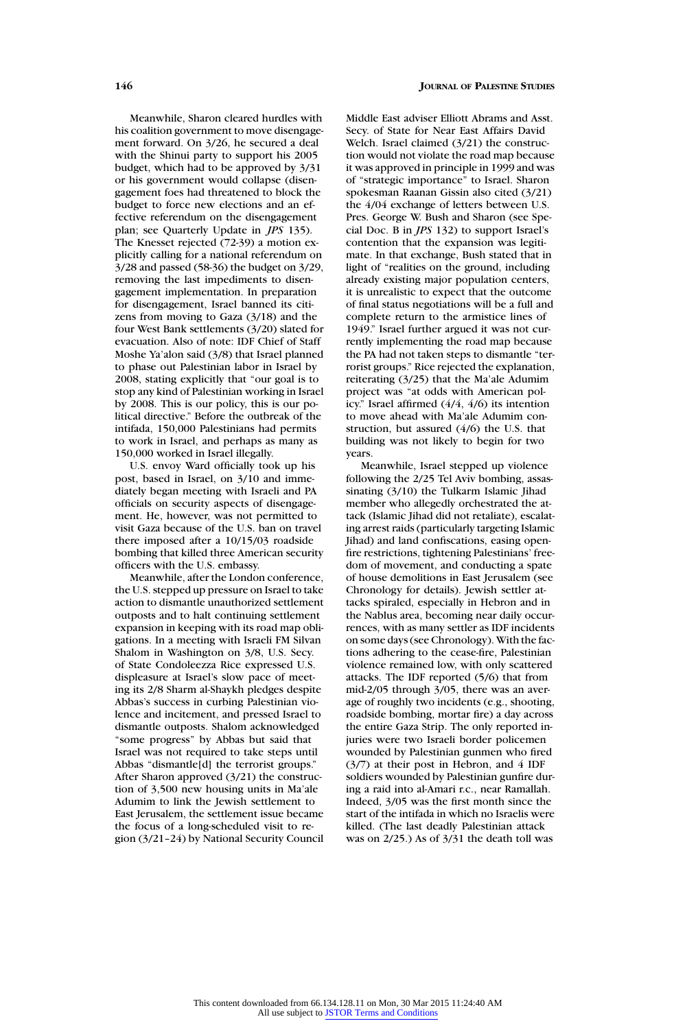Meanwhile, Sharon cleared hurdles with his coalition government to move disengagement forward. On 3/26, he secured a deal with the Shinui party to support his 2005 budget, which had to be approved by 3/31 or his government would collapse (disengagement foes had threatened to block the budget to force new elections and an effective referendum on the disengagement plan; see Quarterly Update in *JPS* 135). The Knesset rejected (72-39) a motion explicitly calling for a national referendum on 3/28 and passed (58-36) the budget on 3/29, removing the last impediments to disengagement implementation. In preparation for disengagement, Israel banned its citizens from moving to Gaza (3/18) and the four West Bank settlements (3/20) slated for evacuation. Also of note: IDF Chief of Staff Moshe Ya'alon said (3/8) that Israel planned to phase out Palestinian labor in Israel by 2008, stating explicitly that "our goal is to stop any kind of Palestinian working in Israel by 2008. This is our policy, this is our political directive." Before the outbreak of the intifada, 150,000 Palestinians had permits to work in Israel, and perhaps as many as 150,000 worked in Israel illegally.

U.S. envoy Ward officially took up his post, based in Israel, on 3/10 and immediately began meeting with Israeli and PA officials on security aspects of disengagement. He, however, was not permitted to visit Gaza because of the U.S. ban on travel there imposed after a 10/15/03 roadside bombing that killed three American security officers with the U.S. embassy.

Meanwhile, after the London conference, the U.S. stepped up pressure on Israel to take action to dismantle unauthorized settlement outposts and to halt continuing settlement expansion in keeping with its road map obligations. In a meeting with Israeli FM Silvan Shalom in Washington on 3/8, U.S. Secy. of State Condoleezza Rice expressed U.S. displeasure at Israel's slow pace of meeting its 2/8 Sharm al-Shaykh pledges despite Abbas's success in curbing Palestinian violence and incitement, and pressed Israel to dismantle outposts. Shalom acknowledged "some progress" by Abbas but said that Israel was not required to take steps until Abbas "dismantle[d] the terrorist groups." After Sharon approved (3/21) the construction of 3,500 new housing units in Ma'ale Adumim to link the Jewish settlement to East Jerusalem, the settlement issue became the focus of a long-scheduled visit to region (3/21–24) by National Security Council Middle East adviser Elliott Abrams and Asst. Secy. of State for Near East Affairs David Welch. Israel claimed (3/21) the construction would not violate the road map because it was approved in principle in 1999 and was of "strategic importance" to Israel. Sharon spokesman Raanan Gissin also cited (3/21) the 4/04 exchange of letters between U.S. Pres. George W. Bush and Sharon (see Special Doc. B in *JPS* 132) to support Israel's contention that the expansion was legitimate. In that exchange, Bush stated that in light of "realities on the ground, including already existing major population centers, it is unrealistic to expect that the outcome of final status negotiations will be a full and complete return to the armistice lines of 1949." Israel further argued it was not currently implementing the road map because the PA had not taken steps to dismantle "terrorist groups." Rice rejected the explanation, reiterating (3/25) that the Ma'ale Adumim project was "at odds with American policy." Israel affirmed (4/4, 4/6) its intention to move ahead with Ma'ale Adumim construction, but assured (4/6) the U.S. that building was not likely to begin for two years.

Meanwhile, Israel stepped up violence following the 2/25 Tel Aviv bombing, assassinating (3/10) the Tulkarm Islamic Jihad member who allegedly orchestrated the attack (Islamic Jihad did not retaliate), escalating arrest raids (particularly targeting Islamic Jihad) and land confiscations, easing openfire restrictions, tightening Palestinians' freedom of movement, and conducting a spate of house demolitions in East Jerusalem (see Chronology for details). Jewish settler attacks spiraled, especially in Hebron and in the Nablus area, becoming near daily occurrences, with as many settler as IDF incidents on some days (see Chronology). With the factions adhering to the cease-fire, Palestinian violence remained low, with only scattered attacks. The IDF reported (5/6) that from mid-2/05 through 3/05, there was an average of roughly two incidents (e.g., shooting, roadside bombing, mortar fire) a day across the entire Gaza Strip. The only reported injuries were two Israeli border policemen wounded by Palestinian gunmen who fired (3/7) at their post in Hebron, and 4 IDF soldiers wounded by Palestinian gunfire during a raid into al-Amari r.c., near Ramallah. Indeed, 3/05 was the first month since the start of the intifada in which no Israelis were killed. (The last deadly Palestinian attack was on 2/25.) As of 3/31 the death toll was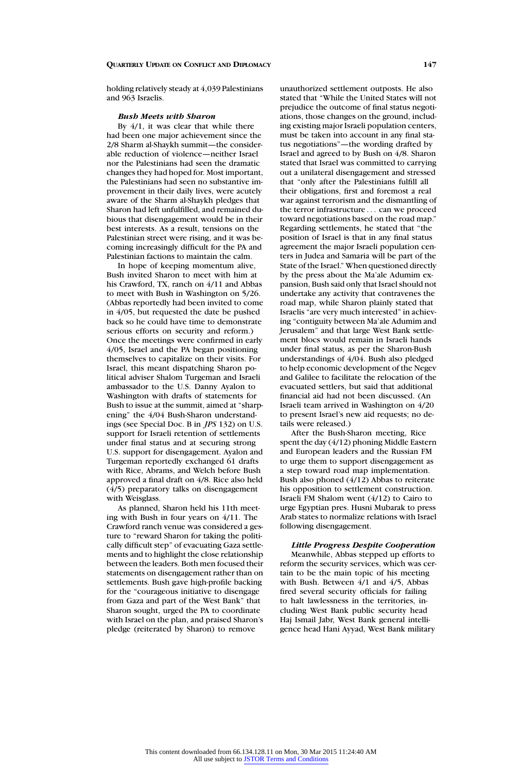holding relatively steady at 4,039 Palestinians and 963 Israelis.

***Bush Meets with Sharon***

By 4/1, it was clear that while there had been one major achievement since the 2/8 Sharm al-Shaykh summit—the considerable reduction of violence—neither Israel nor the Palestinians had seen the dramatic changes they had hoped for. Most important, the Palestinians had seen no substantive improvement in their daily lives, were acutely aware of the Sharm al-Shaykh pledges that Sharon had left unfulfilled, and remained dubious that disengagement would be in their best interests. As a result, tensions on the Palestinian street were rising, and it was becoming increasingly difficult for the PA and Palestinian factions to maintain the calm.

In hope of keeping momentum alive, Bush invited Sharon to meet with him at his Crawford, TX, ranch on 4/11 and Abbas to meet with Bush in Washington on 5/26. (Abbas reportedly had been invited to come in 4/05, but requested the date be pushed back so he could have time to demonstrate serious efforts on security and reform.) Once the meetings were confirmed in early 4/05, Israel and the PA began positioning themselves to capitalize on their visits. For Israel, this meant dispatching Sharon political adviser Shalom Turgeman and Israeli ambassador to the U.S. Danny Ayalon to Washington with drafts of statements for Bush to issue at the summit, aimed at "sharpening" the 4/04 Bush-Sharon understandings (see Special Doc. B in *JPS* 132) on U.S. support for Israeli retention of settlements under final status and at securing strong U.S. support for disengagement. Ayalon and Turgeman reportedly exchanged 61 drafts with Rice, Abrams, and Welch before Bush approved a final draft on 4/8. Rice also held (4/5) preparatory talks on disengagement with Weisglass.

As planned, Sharon held his 11th meeting with Bush in four years on 4/11. The Crawford ranch venue was considered a gesture to "reward Sharon for taking the politically difficult step" of evacuating Gaza settlements and to highlight the close relationship between the leaders. Both men focused their statements on disengagement rather than on settlements. Bush gave high-profile backing for the "courageous initiative to disengage from Gaza and part of the West Bank" that Sharon sought, urged the PA to coordinate with Israel on the plan, and praised Sharon's pledge (reiterated by Sharon) to remove unauthorized settlement outposts. He also stated that "While the United States will not prejudice the outcome of final status negotiations, those changes on the ground, including existing major Israeli population centers, must be taken into account in any final status negotiations"—the wording drafted by Israel and agreed to by Bush on 4/8. Sharon stated that Israel was committed to carrying out a unilateral disengagement and stressed that "only after the Palestinians fulfill all their obligations, first and foremost a real war against terrorism and the dismantling of the terror infrastructure . . . can we proceed toward negotiations based on the road map." Regarding settlements, he stated that "the position of Israel is that in any final status agreement the major Israeli population centers in Judea and Samaria will be part of the State of the Israel." When questioned directly by the press about the Ma'ale Adumim expansion, Bush said only that Israel should not undertake any activity that contravenes the road map, while Sharon plainly stated that Israelis "are very much interested" in achieving "contiguity between Ma'ale Adumim and Jerusalem" and that large West Bank settlement blocs would remain in Israeli hands under final status, as per the Sharon-Bush understandings of 4/04. Bush also pledged to help economic development of the Negev and Galilee to facilitate the relocation of the evacuated settlers, but said that additional financial aid had not been discussed. (An Israeli team arrived in Washington on 4/20 to present Israel's new aid requests; no details were released.)

After the Bush-Sharon meeting, Rice spent the day (4/12) phoning Middle Eastern and European leaders and the Russian FM to urge them to support disengagement as a step toward road map implementation. Bush also phoned (4/12) Abbas to reiterate his opposition to settlement construction. Israeli FM Shalom went (4/12) to Cairo to urge Egyptian pres. Husni Mubarak to press Arab states to normalize relations with Israel following disengagement.

***Little Progress Despite Cooperation***

Meanwhile, Abbas stepped up efforts to reform the security services, which was certain to be the main topic of his meeting with Bush. Between 4/1 and 4/5, Abbas fired several security officials for failing to halt lawlessness in the territories, including West Bank public security head Haj Ismail Jabr, West Bank general intelligence head Hani Ayyad, West Bank military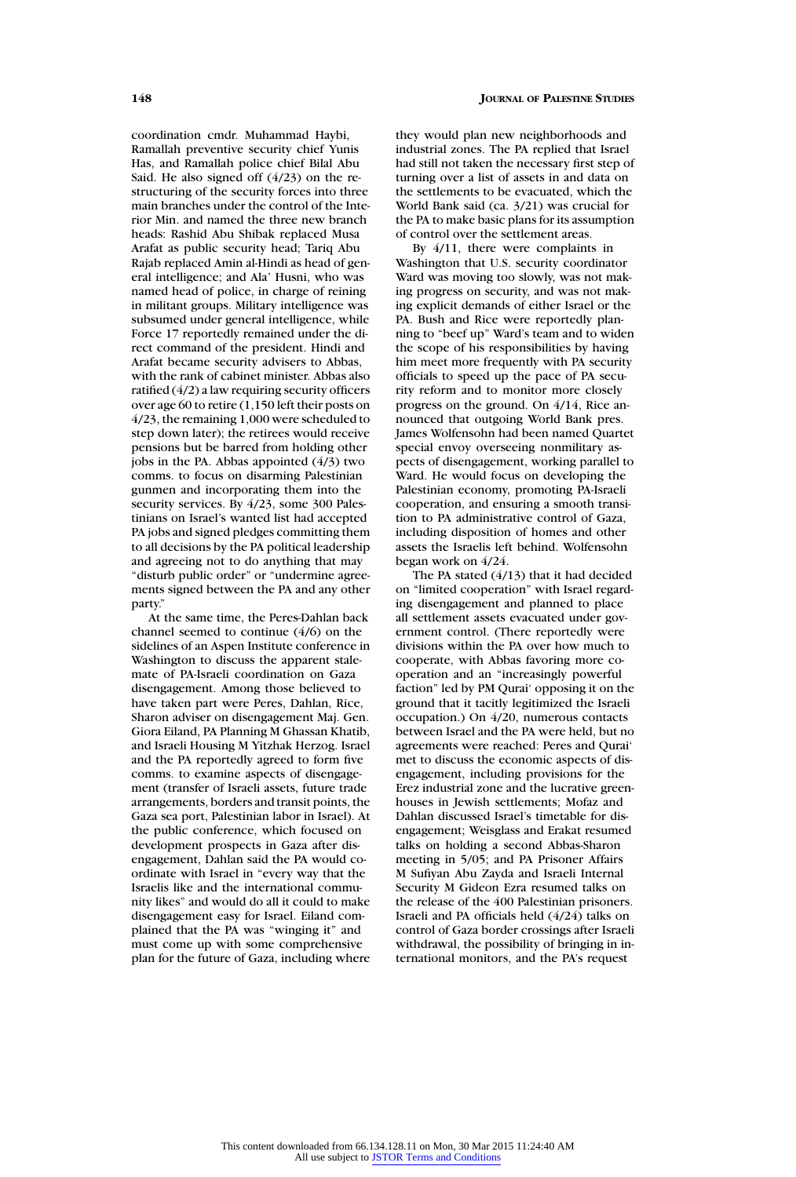coordination cmdr. Muhammad Haybi, Ramallah preventive security chief Yunis Has, and Ramallah police chief Bilal Abu Said. He also signed off (4/23) on the restructuring of the security forces into three main branches under the control of the Interior Min. and named the three new branch heads: Rashid Abu Shibak replaced Musa Arafat as public security head; Tariq Abu Rajab replaced Amin al-Hindi as head of general intelligence; and Ala' Husni, who was named head of police, in charge of reining in militant groups. Military intelligence was subsumed under general intelligence, while Force 17 reportedly remained under the direct command of the president. Hindi and Arafat became security advisers to Abbas, with the rank of cabinet minister. Abbas also ratified (4/2) a law requiring security officers over age 60 to retire (1,150 left their posts on 4/23, the remaining 1,000 were scheduled to step down later); the retirees would receive pensions but be barred from holding other jobs in the PA. Abbas appointed (4/3) two comms. to focus on disarming Palestinian gunmen and incorporating them into the security services. By 4/23, some 300 Palestinians on Israel's wanted list had accepted PA jobs and signed pledges committing them to all decisions by the PA political leadership and agreeing not to do anything that may "disturb public order" or "undermine agreements signed between the PA and any other party."

At the same time, the Peres-Dahlan back channel seemed to continue (4/6) on the sidelines of an Aspen Institute conference in Washington to discuss the apparent stalemate of PA-Israeli coordination on Gaza disengagement. Among those believed to have taken part were Peres, Dahlan, Rice, Sharon adviser on disengagement Maj. Gen. Giora Eiland, PA Planning M Ghassan Khatib, and Israeli Housing M Yitzhak Herzog. Israel and the PA reportedly agreed to form five comms. to examine aspects of disengagement (transfer of Israeli assets, future trade arrangements, borders and transit points, the Gaza sea port, Palestinian labor in Israel). At the public conference, which focused on development prospects in Gaza after disengagement, Dahlan said the PA would coordinate with Israel in "every way that the Israelis like and the international community likes" and would do all it could to make disengagement easy for Israel. Eiland complained that the PA was "winging it" and must come up with some comprehensive plan for the future of Gaza, including where they would plan new neighborhoods and industrial zones. The PA replied that Israel had still not taken the necessary first step of turning over a list of assets in and data on the settlements to be evacuated, which the World Bank said (ca. 3/21) was crucial for the PA to make basic plans for its assumption of control over the settlement areas.

By 4/11, there were complaints in Washington that U.S. security coordinator Ward was moving too slowly, was not making progress on security, and was not making explicit demands of either Israel or the PA. Bush and Rice were reportedly planning to "beef up" Ward's team and to widen the scope of his responsibilities by having him meet more frequently with PA security officials to speed up the pace of PA security reform and to monitor more closely progress on the ground. On 4/14, Rice announced that outgoing World Bank pres. James Wolfensohn had been named Quartet special envoy overseeing nonmilitary aspects of disengagement, working parallel to Ward. He would focus on developing the Palestinian economy, promoting PA-Israeli cooperation, and ensuring a smooth transition to PA administrative control of Gaza, including disposition of homes and other assets the Israelis left behind. Wolfensohn began work on 4/24.

The PA stated (4/13) that it had decided on "limited cooperation" with Israel regarding disengagement and planned to place all settlement assets evacuated under government control. (There reportedly were divisions within the PA over how much to cooperate, with Abbas favoring more cooperation and an "increasingly powerful faction" led by PM Qurai' opposing it on the ground that it tacitly legitimized the Israeli occupation.) On 4/20, numerous contacts between Israel and the PA were held, but no agreements were reached: Peres and Qurai' met to discuss the economic aspects of disengagement, including provisions for the Erez industrial zone and the lucrative greenhouses in Jewish settlements; Mofaz and Dahlan discussed Israel's timetable for disengagement; Weisglass and Erakat resumed talks on holding a second Abbas-Sharon meeting in 5/05; and PA Prisoner Affairs M Sufiyan Abu Zayda and Israeli Internal Security M Gideon Ezra resumed talks on the release of the 400 Palestinian prisoners. Israeli and PA officials held (4/24) talks on control of Gaza border crossings after Israeli withdrawal, the possibility of bringing in international monitors, and the PA's request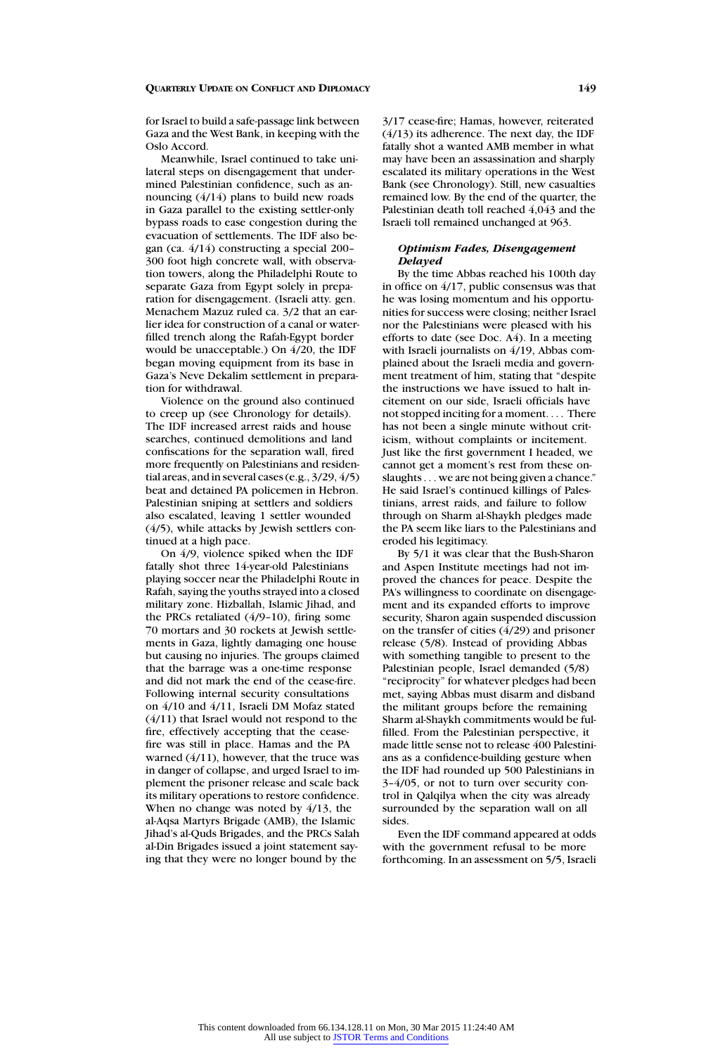for Israel to build a safe-passage link between Gaza and the West Bank, in keeping with the Oslo Accord.

Meanwhile, Israel continued to take unilateral steps on disengagement that undermined Palestinian confidence, such as announcing (4/14) plans to build new roads in Gaza parallel to the existing settler-only bypass roads to ease congestion during the evacuation of settlements. The IDF also began (ca. 4/14) constructing a special 200–300 foot high concrete wall, with observation towers, along the Philadelphi Route to separate Gaza from Egypt solely in preparation for disengagement. (Israeli atty. gen. Menachem Mazuz ruled ca. 3/2 that an earlier idea for construction of a canal or water-filled trench along the Rafah-Egypt border would be unacceptable.) On 4/20, the IDF began moving equipment from its base in Gaza's Neve Dekalim settlement in preparation for withdrawal.

Violence on the ground also continued to creep up (see Chronology for details). The IDF increased arrest raids and house searches, continued demolitions and land confiscations for the separation wall, fired more frequently on Palestinians and residential areas, and in several cases (e.g., 3/29, 4/5) beat and detained PA policemen in Hebron. Palestinian sniping at settlers and soldiers also escalated, leaving 1 settler wounded (4/5), while attacks by Jewish settlers continued at a high pace.

On 4/9, violence spiked when the IDF fatally shot three 14-year-old Palestinians playing soccer near the Philadelphi Route in Rafah, saying the youths strayed into a closed military zone. Hizballah, Islamic Jihad, and the PRCs retaliated (4/9–10), firing some 70 mortars and 30 rockets at Jewish settlements in Gaza, lightly damaging one house but causing no injuries. The groups claimed that the barrage was a one-time response and did not mark the end of the cease-fire. Following internal security consultations on 4/10 and 4/11, Israeli DM Mofaz stated (4/11) that Israel would not respond to the fire, effectively accepting that the cease-fire was still in place. Hamas and the PA warned (4/11), however, that the truce was in danger of collapse, and urged Israel to implement the prisoner release and scale back its military operations to restore confidence. When no change was noted by 4/13, the al-Aqsa Martyrs Brigade (AMB), the Islamic Jihad's al-Quds Brigades, and the PRCs Salah al-Din Brigades issued a joint statement saying that they were no longer bound by the 3/17 cease-fire; Hamas, however, reiterated (4/13) its adherence. The next day, the IDF fatally shot a wanted AMB member in what may have been an assassination and sharply escalated its military operations in the West Bank (see Chronology). Still, new casualties remained low. By the end of the quarter, the Palestinian death toll reached 4,043 and the Israeli toll remained unchanged at 963.

### *Optimism Fades, Disengagement Delayed*

By the time Abbas reached his 100th day in office on 4/17, public consensus was that he was losing momentum and his opportunities for success were closing; neither Israel nor the Palestinians were pleased with his efforts to date (see Doc. A4). In a meeting with Israeli journalists on 4/19, Abbas complained about the Israeli media and government treatment of him, stating that "despite the instructions we have issued to halt incitement on our side, Israeli officials have not stopped inciting for a moment. . . . There has not been a single minute without criticism, without complaints or incitement. Just like the first government I headed, we cannot get a moment's rest from these onslaughts . . . we are not being given a chance." He said Israel's continued killings of Palestinians, arrest raids, and failure to follow through on Sharm al-Shaykh pledges made the PA seem like liars to the Palestinians and eroded his legitimacy.

By 5/1 it was clear that the Bush-Sharon and Aspen Institute meetings had not improved the chances for peace. Despite the PA's willingness to coordinate on disengagement and its expanded efforts to improve security, Sharon again suspended discussion on the transfer of cities (4/29) and prisoner release (5/8). Instead of providing Abbas with something tangible to present to the Palestinian people, Israel demanded (5/8) "reciprocity" for whatever pledges had been met, saying Abbas must disarm and disband the militant groups before the remaining Sharm al-Shaykh commitments would be fulfilled. From the Palestinian perspective, it made little sense not to release 400 Palestinians as a confidence-building gesture when the IDF had rounded up 500 Palestinians in 3–4/05, or not to turn over security control in Qalqilya when the city was already surrounded by the separation wall on all sides.

Even the IDF command appeared at odds with the government refusal to be more forthcoming. In an assessment on 5/5, Israeli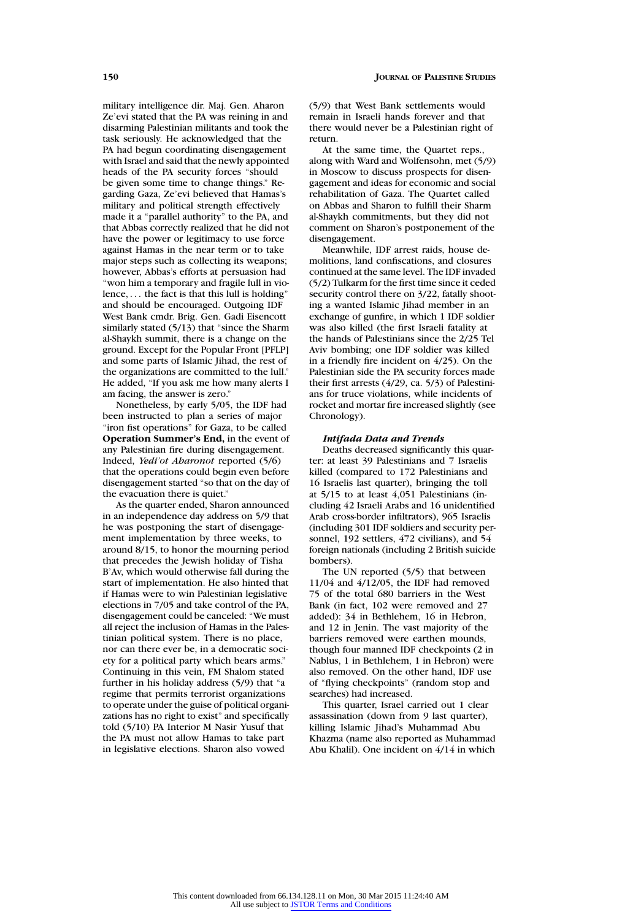military intelligence dir. Maj. Gen. Aharon Ze'evi stated that the PA was reining in and disarming Palestinian militants and took the task seriously. He acknowledged that the PA had begun coordinating disengagement with Israel and said that the newly appointed heads of the PA security forces "should be given some time to change things." Regarding Gaza, Ze'evi believed that Hamas's military and political strength effectively made it a "parallel authority" to the PA, and that Abbas correctly realized that he did not have the power or legitimacy to use force against Hamas in the near term or to take major steps such as collecting its weapons; however, Abbas's efforts at persuasion had "won him a temporary and fragile lull in violence, . . . the fact is that this lull is holding" and should be encouraged. Outgoing IDF West Bank cmdr. Brig. Gen. Gadi Eisencott similarly stated (5/13) that "since the Sharm al-Shaykh summit, there is a change on the ground. Except for the Popular Front [PFLP] and some parts of Islamic Jihad, the rest of the organizations are committed to the lull." He added, "If you ask me how many alerts I am facing, the answer is zero."

Nonetheless, by early 5/05, the IDF had been instructed to plan a series of major "iron fist operations" for Gaza, to be called **Operation Summer's End,** in the event of any Palestinian fire during disengagement. Indeed, *Yedi'ot Aharonot* reported (5/6) that the operations could begin even before disengagement started "so that on the day of the evacuation there is quiet."

As the quarter ended, Sharon announced in an independence day address on 5/9 that he was postponing the start of disengagement implementation by three weeks, to around 8/15, to honor the mourning period that precedes the Jewish holiday of Tisha B'Av, which would otherwise fall during the start of implementation. He also hinted that if Hamas were to win Palestinian legislative elections in 7/05 and take control of the PA, disengagement could be canceled: "We must all reject the inclusion of Hamas in the Palestinian political system. There is no place, nor can there ever be, in a democratic society for a political party which bears arms." Continuing in this vein, FM Shalom stated further in his holiday address (5/9) that "a regime that permits terrorist organizations to operate under the guise of political organizations has no right to exist" and specifically told (5/10) PA Interior M Nasir Yusuf that the PA must not allow Hamas to take part in legislative elections. Sharon also vowed (5/9) that West Bank settlements would remain in Israeli hands forever and that there would never be a Palestinian right of return.

At the same time, the Quartet reps., along with Ward and Wolfensohn, met (5/9) in Moscow to discuss prospects for disengagement and ideas for economic and social rehabilitation of Gaza. The Quartet called on Abbas and Sharon to fulfill their Sharm al-Shaykh commitments, but they did not comment on Sharon's postponement of the disengagement.

Meanwhile, IDF arrest raids, house demolitions, land confiscations, and closures continued at the same level. The IDF invaded (5/2) Tulkarm for the first time since it ceded security control there on 3/22, fatally shooting a wanted Islamic Jihad member in an exchange of gunfire, in which 1 IDF soldier was also killed (the first Israeli fatality at the hands of Palestinians since the 2/25 Tel Aviv bombing; one IDF soldier was killed in a friendly fire incident on 4/25). On the Palestinian side the PA security forces made their first arrests (4/29, ca. 5/3) of Palestinians for truce violations, while incidents of rocket and mortar fire increased slightly (see Chronology).

### *Intifada Data and Trends*

Deaths decreased significantly this quarter: at least 39 Palestinians and 7 Israelis killed (compared to 172 Palestinians and 16 Israelis last quarter), bringing the toll at 5/15 to at least 4,051 Palestinians (including 42 Israeli Arabs and 16 unidentified Arab cross-border infiltrators), 965 Israelis (including 301 IDF soldiers and security personnel, 192 settlers, 472 civilians), and 54 foreign nationals (including 2 British suicide bombers).

The UN reported (5/5) that between 11/04 and 4/12/05, the IDF had removed 75 of the total 680 barriers in the West Bank (in fact, 102 were removed and 27 added): 34 in Bethlehem, 16 in Hebron, and 12 in Jenin. The vast majority of the barriers removed were earthen mounds, though four manned IDF checkpoints (2 in Nablus, 1 in Bethlehem, 1 in Hebron) were also removed. On the other hand, IDF use of "flying checkpoints" (random stop and searches) had increased.

This quarter, Israel carried out 1 clear assassination (down from 9 last quarter), killing Islamic Jihad's Muhammad Abu Khazma (name also reported as Muhammad Abu Khalil). One incident on 4/14 in which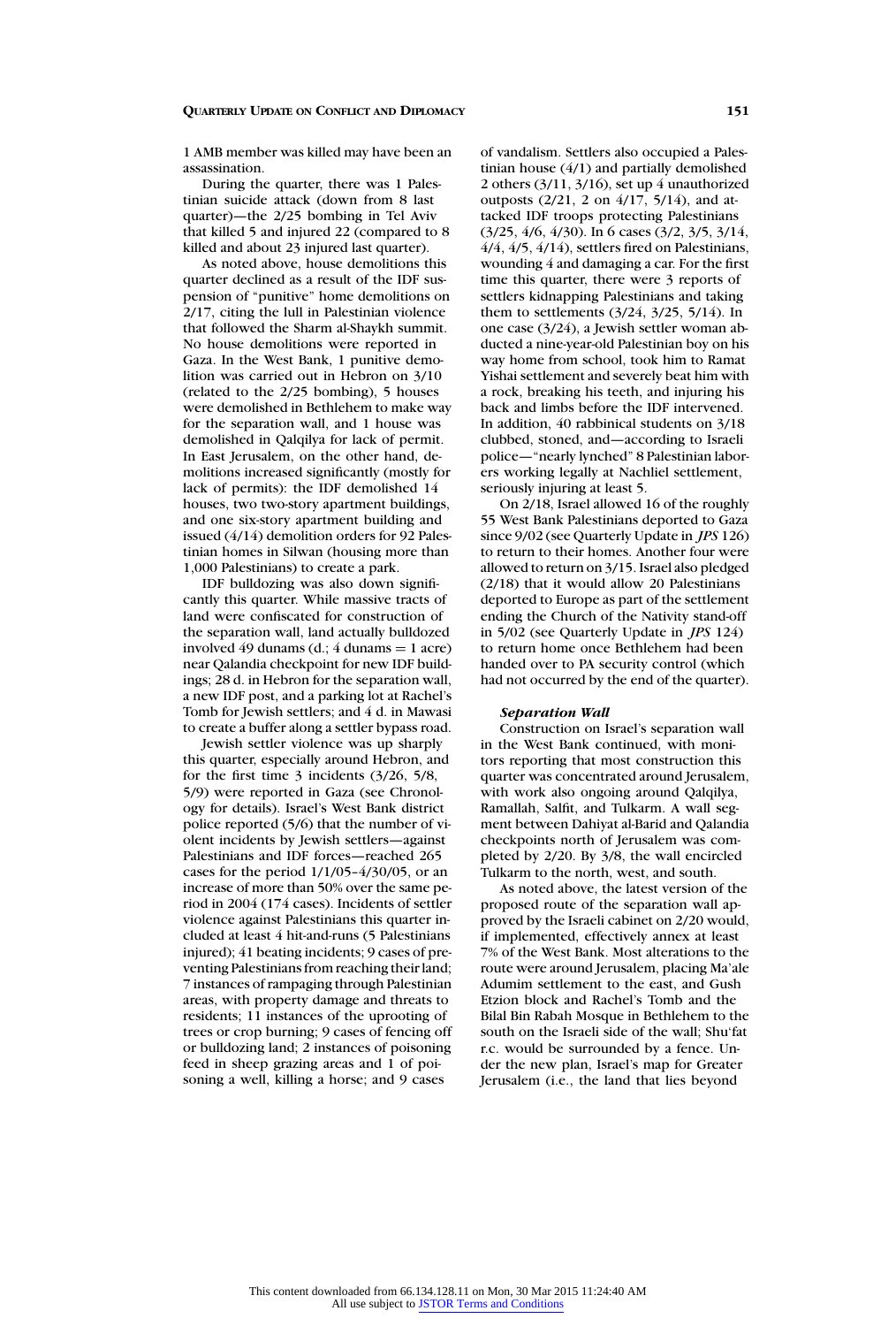1 AMB member was killed may have been an assassination.

During the quarter, there was 1 Palestinian suicide attack (down from 8 last quarter)—the 2/25 bombing in Tel Aviv that killed 5 and injured 22 (compared to 8 killed and about 23 injured last quarter).

As noted above, house demolitions this quarter declined as a result of the IDF suspension of "punitive" home demolitions on 2/17, citing the lull in Palestinian violence that followed the Sharm al-Shaykh summit. No house demolitions were reported in Gaza. In the West Bank, 1 punitive demolition was carried out in Hebron on 3/10 (related to the 2/25 bombing), 5 houses were demolished in Bethlehem to make way for the separation wall, and 1 house was demolished in Qalqilya for lack of permit. In East Jerusalem, on the other hand, demolitions increased significantly (mostly for lack of permits): the IDF demolished 14 houses, two two-story apartment buildings, and one six-story apartment building and issued (4/14) demolition orders for 92 Palestinian homes in Silwan (housing more than 1,000 Palestinians) to create a park.

IDF bulldozing was also down significantly this quarter. While massive tracts of land were confiscated for construction of the separation wall, land actually bulldozed involved 49 dunams (d.; 4 dunams = 1 acre) near Qalandia checkpoint for new IDF buildings; 28 d. in Hebron for the separation wall, a new IDF post, and a parking lot at Rachel's Tomb for Jewish settlers; and 4 d. in Mawasi to create a buffer along a settler bypass road.

Jewish settler violence was up sharply this quarter, especially around Hebron, and for the first time 3 incidents (3/26, 5/8, 5/9) were reported in Gaza (see Chronology for details). Israel's West Bank district police reported (5/6) that the number of violent incidents by Jewish settlers—against Palestinians and IDF forces—reached 265 cases for the period 1/1/05–4/30/05, or an increase of more than 50% over the same period in 2004 (174 cases). Incidents of settler violence against Palestinians this quarter included at least 4 hit-and-runs (5 Palestinians injured); 41 beating incidents; 9 cases of preventing Palestinians from reaching their land; 7 instances of rampaging through Palestinian areas, with property damage and threats to residents; 11 instances of the uprooting of trees or crop burning; 9 cases of fencing off or bulldozing land; 2 instances of poisoning feed in sheep grazing areas and 1 of poisoning a well, killing a horse; and 9 cases of vandalism. Settlers also occupied a Palestinian house (4/1) and partially demolished 2 others (3/11, 3/16), set up 4 unauthorized outposts (2/21, 2 on 4/17, 5/14), and attacked IDF troops protecting Palestinians (3/25, 4/6, 4/30). In 6 cases (3/2, 3/5, 3/14, 4/4, 4/5, 4/14), settlers fired on Palestinians, wounding 4 and damaging a car. For the first time this quarter, there were 3 reports of settlers kidnapping Palestinians and taking them to settlements (3/24, 3/25, 5/14). In one case (3/24), a Jewish settler woman abducted a nine-year-old Palestinian boy on his way home from school, took him to Ramat Yishai settlement and severely beat him with a rock, breaking his teeth, and injuring his back and limbs before the IDF intervened. In addition, 40 rabbinical students on 3/18 clubbed, stoned, and—according to Israeli police—"nearly lynched" 8 Palestinian laborers working legally at Nachliel settlement, seriously injuring at least 5.

On 2/18, Israel allowed 16 of the roughly 55 West Bank Palestinians deported to Gaza since 9/02 (see Quarterly Update in *JPS* 126) to return to their homes. Another four were allowed to return on 3/15. Israel also pledged (2/18) that it would allow 20 Palestinians deported to Europe as part of the settlement ending the Church of the Nativity stand-off in 5/02 (see Quarterly Update in *JPS* 124) to return home once Bethlehem had been handed over to PA security control (which had not occurred by the end of the quarter).

### *Separation Wall*

Construction on Israel's separation wall in the West Bank continued, with monitors reporting that most construction this quarter was concentrated around Jerusalem, with work also ongoing around Qalqilya, Ramallah, Salfit, and Tulkarm. A wall segment between Dahiyat al-Barid and Qalandia checkpoints north of Jerusalem was completed by 2/20. By 3/8, the wall encircled Tulkarm to the north, west, and south.

As noted above, the latest version of the proposed route of the separation wall approved by the Israeli cabinet on 2/20 would, if implemented, effectively annex at least 7% of the West Bank. Most alterations to the route were around Jerusalem, placing Ma'ale Adumim settlement to the east, and Gush Etzion block and Rachel's Tomb and the Bilal Bin Rabah Mosque in Bethlehem to the south on the Israeli side of the wall; Shu'fat r.c. would be surrounded by a fence. Under the new plan, Israel's map for Greater Jerusalem (i.e., the land that lies beyond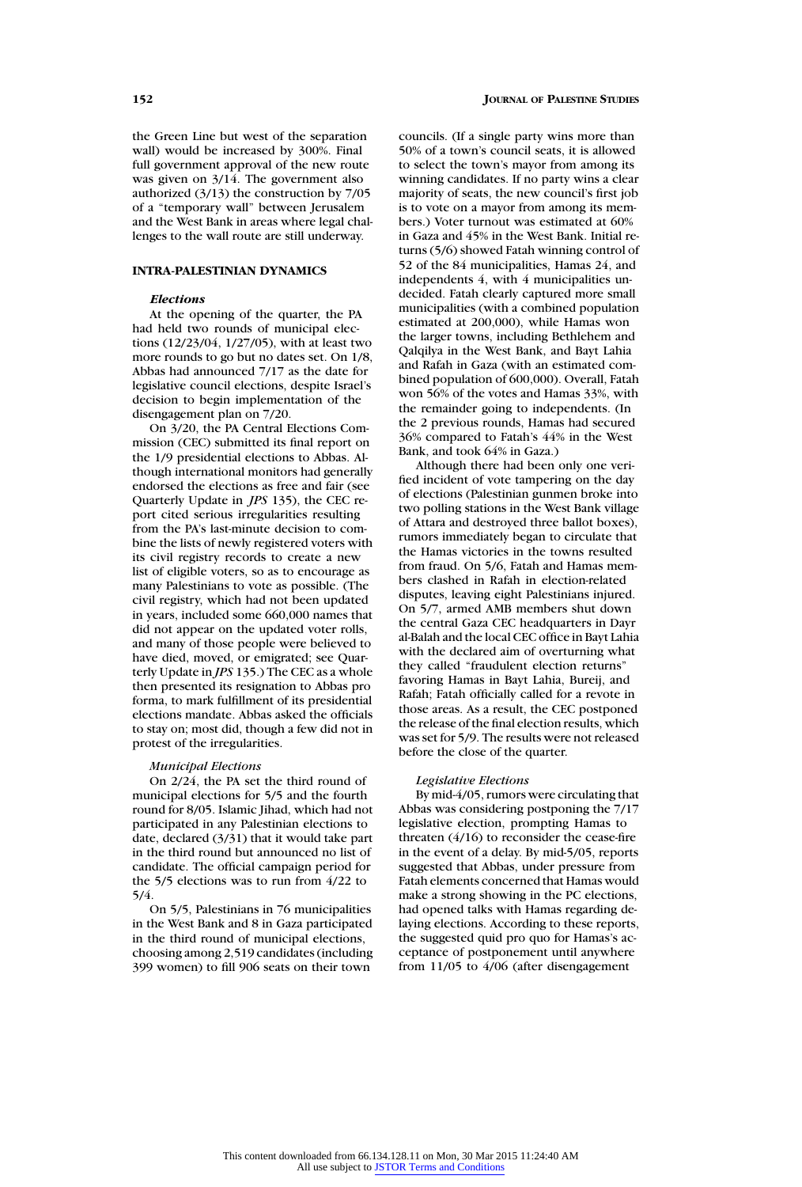the Green Line but west of the separation wall) would be increased by 300%. Final full government approval of the new route was given on 3/14. The government also authorized (3/13) the construction by 7/05 of a "temporary wall" between Jerusalem and the West Bank in areas where legal challenges to the wall route are still underway.

## INTRA-PALESTINIAN DYNAMICS

### *Elections*

At the opening of the quarter, the PA had held two rounds of municipal elections (12/23/04, 1/27/05), with at least two more rounds to go but no dates set. On 1/8, Abbas had announced 7/17 as the date for legislative council elections, despite Israel's decision to begin implementation of the disengagement plan on 7/20.

On 3/20, the PA Central Elections Commission (CEC) submitted its final report on the 1/9 presidential elections to Abbas. Although international monitors had generally endorsed the elections as free and fair (see Quarterly Update in *JPS* 135), the CEC report cited serious irregularities resulting from the PA's last-minute decision to combine the lists of newly registered voters with its civil registry records to create a new list of eligible voters, so as to encourage as many Palestinians to vote as possible. (The civil registry, which had not been updated in years, included some 660,000 names that did not appear on the updated voter rolls, and many of those people were believed to have died, moved, or emigrated; see Quarterly Update in *JPS* 135.) The CEC as a whole then presented its resignation to Abbas pro forma, to mark fulfillment of its presidential elections mandate. Abbas asked the officials to stay on; most did, though a few did not in protest of the irregularities.

#### *Municipal Elections*

On 2/24, the PA set the third round of municipal elections for 5/5 and the fourth round for 8/05. Islamic Jihad, which had not participated in any Palestinian elections to date, declared (3/31) that it would take part in the third round but announced no list of candidate. The official campaign period for the 5/5 elections was to run from 4/22 to 5/4.

On 5/5, Palestinians in 76 municipalities in the West Bank and 8 in Gaza participated in the third round of municipal elections, choosing among 2,519 candidates (including 399 women) to fill 906 seats on their town councils. (If a single party wins more than 50% of a town's council seats, it is allowed to select the town's mayor from among its winning candidates. If no party wins a clear majority of seats, the new council's first job is to vote on a mayor from among its members.) Voter turnout was estimated at 60% in Gaza and 45% in the West Bank. Initial returns (5/6) showed Fatah winning control of 52 of the 84 municipalities, Hamas 24, and independents 4, with 4 municipalities undecided. Fatah clearly captured more small municipalities (with a combined population estimated at 200,000), while Hamas won the larger towns, including Bethlehem and Qalqilya in the West Bank, and Bayt Lahia and Rafah in Gaza (with an estimated combined population of 600,000). Overall, Fatah won 56% of the votes and Hamas 33%, with the remainder going to independents. (In the 2 previous rounds, Hamas had secured 36% compared to Fatah's 44% in the West Bank, and took 64% in Gaza.)

Although there had been only one verified incident of vote tampering on the day of elections (Palestinian gunmen broke into two polling stations in the West Bank village of Attara and destroyed three ballot boxes), rumors immediately began to circulate that the Hamas victories in the towns resulted from fraud. On 5/6, Fatah and Hamas members clashed in Rafah in election-related disputes, leaving eight Palestinians injured. On 5/7, armed AMB members shut down the central Gaza CEC headquarters in Dayr al-Balah and the local CEC office in Bayt Lahia with the declared aim of overturning what they called "fraudulent election returns" favoring Hamas in Bayt Lahia, Bureij, and Rafah; Fatah officially called for a revote in those areas. As a result, the CEC postponed the release of the final election results, which was set for 5/9. The results were not released before the close of the quarter.

#### *Legislative Elections*

By mid-4/05, rumors were circulating that Abbas was considering postponing the 7/17 legislative election, prompting Hamas to threaten (4/16) to reconsider the cease-fire in the event of a delay. By mid-5/05, reports suggested that Abbas, under pressure from Fatah elements concerned that Hamas would make a strong showing in the PC elections, had opened talks with Hamas regarding delaying elections. According to these reports, the suggested quid pro quo for Hamas's acceptance of postponement until anywhere from 11/05 to 4/06 (after disengagement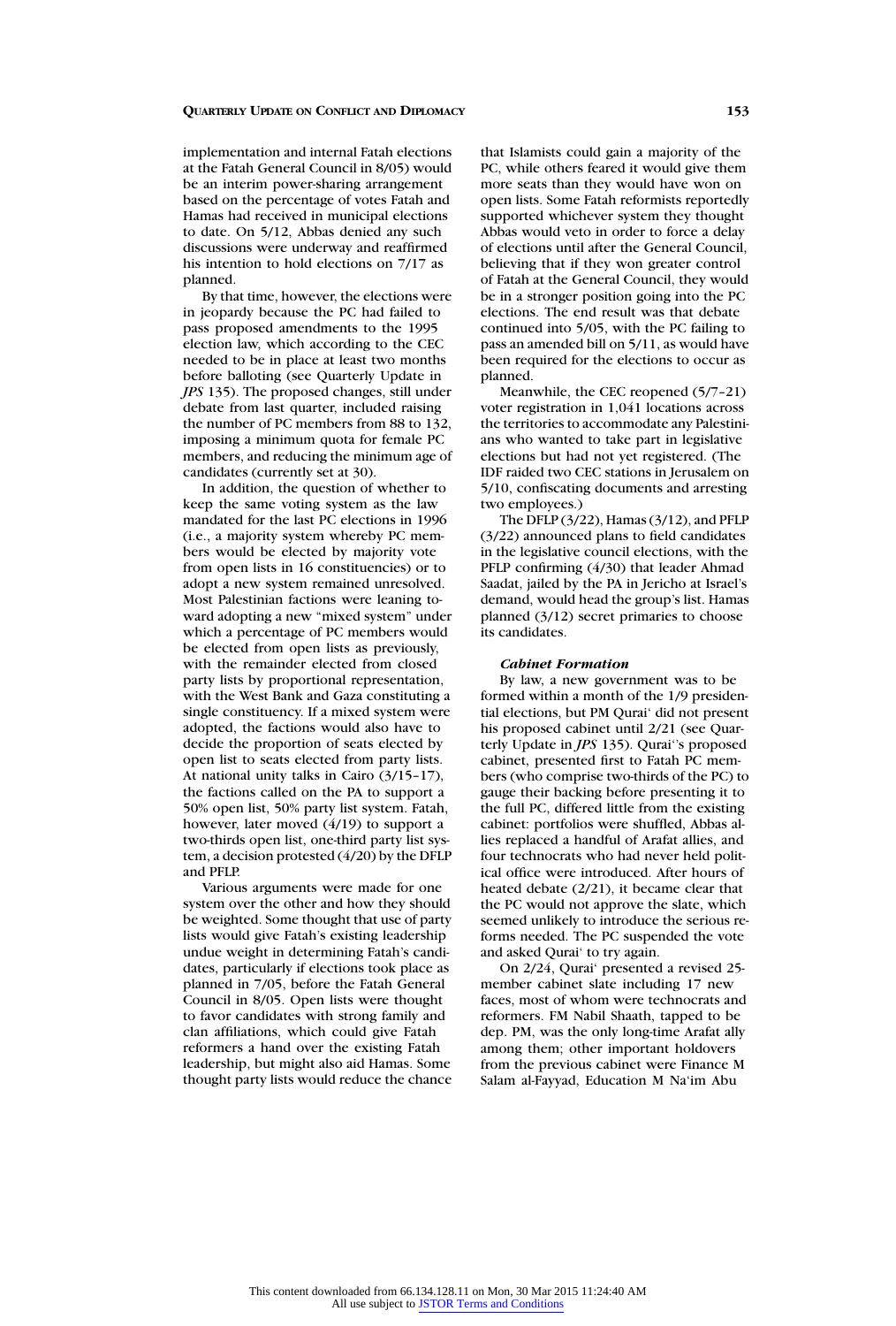implementation and internal Fatah elections at the Fatah General Council in 8/05) would be an interim power-sharing arrangement based on the percentage of votes Fatah and Hamas had received in municipal elections to date. On 5/12, Abbas denied any such discussions were underway and reaffirmed his intention to hold elections on 7/17 as planned.

By that time, however, the elections were in jeopardy because the PC had failed to pass proposed amendments to the 1995 election law, which according to the CEC needed to be in place at least two months before balloting (see Quarterly Update in *JPS* 135). The proposed changes, still under debate from last quarter, included raising the number of PC members from 88 to 132, imposing a minimum quota for female PC members, and reducing the minimum age of candidates (currently set at 30).

In addition, the question of whether to keep the same voting system as the law mandated for the last PC elections in 1996 (i.e., a majority system whereby PC members would be elected by majority vote from open lists in 16 constituencies) or to adopt a new system remained unresolved. Most Palestinian factions were leaning toward adopting a new "mixed system" under which a percentage of PC members would be elected from open lists as previously, with the remainder elected from closed party lists by proportional representation, with the West Bank and Gaza constituting a single constituency. If a mixed system were adopted, the factions would also have to decide the proportion of seats elected by open list to seats elected from party lists. At national unity talks in Cairo (3/15–17), the factions called on the PA to support a 50% open list, 50% party list system. Fatah, however, later moved (4/19) to support a two-thirds open list, one-third party list system, a decision protested (4/20) by the DFLP and PFLP.

Various arguments were made for one system over the other and how they should be weighted. Some thought that use of party lists would give Fatah's existing leadership undue weight in determining Fatah's candidates, particularly if elections took place as planned in 7/05, before the Fatah General Council in 8/05. Open lists were thought to favor candidates with strong family and clan affiliations, which could give Fatah reformers a hand over the existing Fatah leadership, but might also aid Hamas. Some thought party lists would reduce the chance that Islamists could gain a majority of the PC, while others feared it would give them more seats than they would have won on open lists. Some Fatah reformists reportedly supported whichever system they thought Abbas would veto in order to force a delay of elections until after the General Council, believing that if they won greater control of Fatah at the General Council, they would be in a stronger position going into the PC elections. The end result was that debate continued into 5/05, with the PC failing to pass an amended bill on 5/11, as would have been required for the elections to occur as planned.

Meanwhile, the CEC reopened (5/7–21) voter registration in 1,041 locations across the territories to accommodate any Palestinians who wanted to take part in legislative elections but had not yet registered. (The IDF raided two CEC stations in Jerusalem on 5/10, confiscating documents and arresting two employees.)

The DFLP (3/22), Hamas (3/12), and PFLP (3/22) announced plans to field candidates in the legislative council elections, with the PFLP confirming (4/30) that leader Ahmad Saadat, jailed by the PA in Jericho at Israel's demand, would head the group's list. Hamas planned (3/12) secret primaries to choose its candidates.

***Cabinet Formation***

By law, a new government was to be formed within a month of the 1/9 presidential elections, but PM Qurai' did not present his proposed cabinet until 2/21 (see Quarterly Update in *JPS* 135). Qurai''s proposed cabinet, presented first to Fatah PC members (who comprise two-thirds of the PC) to gauge their backing before presenting it to the full PC, differed little from the existing cabinet: portfolios were shuffled, Abbas allies replaced a handful of Arafat allies, and four technocrats who had never held political office were introduced. After hours of heated debate (2/21), it became clear that the PC would not approve the slate, which seemed unlikely to introduce the serious reforms needed. The PC suspended the vote and asked Qurai' to try again.

On 2/24, Qurai' presented a revised 25-member cabinet slate including 17 new faces, most of whom were technocrats and reformers. FM Nabil Shaath, tapped to be dep. PM, was the only long-time Arafat ally among them; other important holdovers from the previous cabinet were Finance M Salam al-Fayyad, Education M Na'im Abu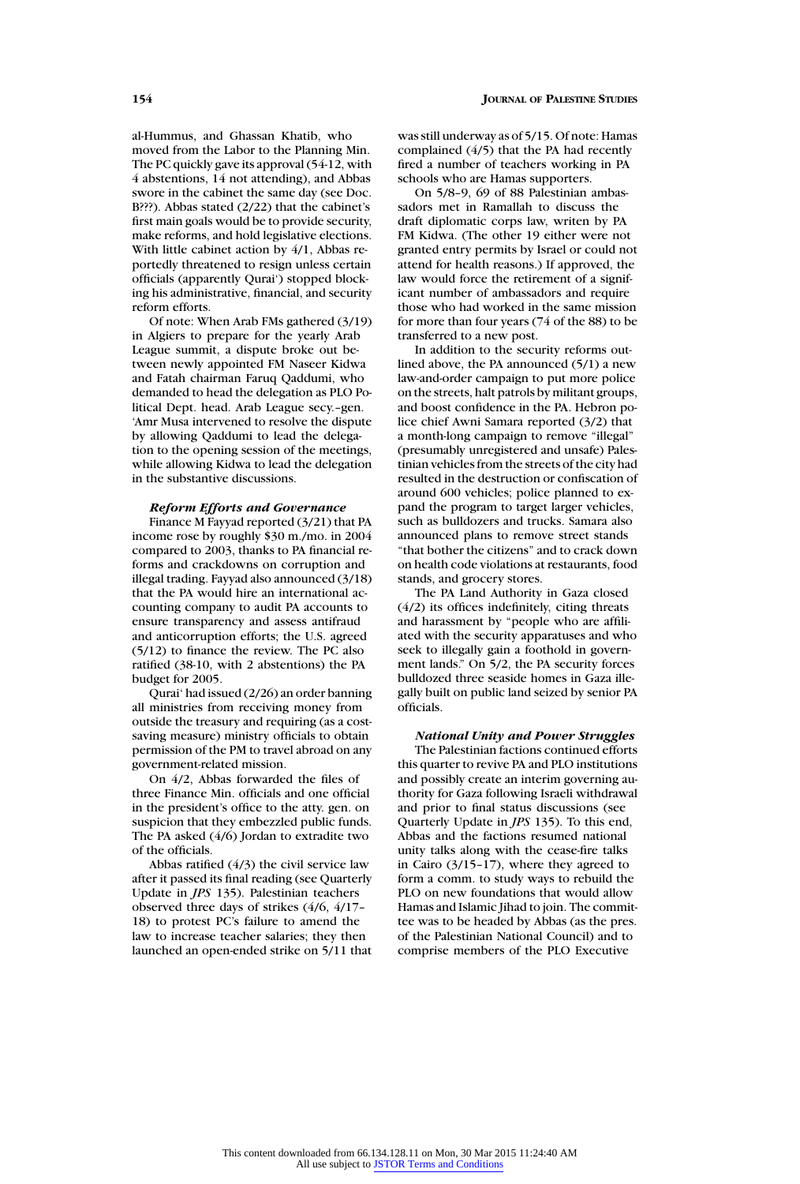al-Hummus, and Ghassan Khatib, who moved from the Labor to the Planning Min. The PC quickly gave its approval (54-12, with 4 abstentions, 14 not attending), and Abbas swore in the cabinet the same day (see Doc. B???). Abbas stated (2/22) that the cabinet's first main goals would be to provide security, make reforms, and hold legislative elections. With little cabinet action by 4/1, Abbas reportedly threatened to resign unless certain officials (apparently Qurai') stopped blocking his administrative, financial, and security reform efforts.

Of note: When Arab FMs gathered (3/19) in Algiers to prepare for the yearly Arab League summit, a dispute broke out between newly appointed FM Naseer Kidwa and Fatah chairman Faruq Qaddumi, who demanded to head the delegation as PLO Political Dept. head. Arab League secy.–gen. 'Amr Musa intervened to resolve the dispute by allowing Qaddumi to lead the delegation to the opening session of the meetings, while allowing Kidwa to lead the delegation in the substantive discussions.

### *Reform Efforts and Governance*

Finance M Fayyad reported (3/21) that PA income rose by roughly $30 m./mo. in 2004 compared to 2003, thanks to PA financial reforms and crackdowns on corruption and illegal trading. Fayyad also announced (3/18) that the PA would hire an international accounting company to audit PA accounts to ensure transparency and assess antifraud and anticorruption efforts; the U.S. agreed (5/12) to finance the review. The PC also ratified (38-10, with 2 abstentions) the PA budget for 2005.

Qurai' had issued (2/26) an order banning all ministries from receiving money from outside the treasury and requiring (as a cost-saving measure) ministry officials to obtain permission of the PM to travel abroad on any government-related mission.

On 4/2, Abbas forwarded the files of three Finance Min. officials and one official in the president's office to the atty. gen. on suspicion that they embezzled public funds. The PA asked (4/6) Jordan to extradite two of the officials.

Abbas ratified (4/3) the civil service law after it passed its final reading (see Quarterly Update in *JPS* 135). Palestinian teachers observed three days of strikes (4/6, 4/17–18) to protest PC's failure to amend the law to increase teacher salaries; they then launched an open-ended strike on 5/11 that was still underway as of 5/15. Of note: Hamas complained (4/5) that the PA had recently fired a number of teachers working in PA schools who are Hamas supporters.

On 5/8–9, 69 of 88 Palestinian ambassadors met in Ramallah to discuss the draft diplomatic corps law, writen by PA FM Kidwa. (The other 19 either were not granted entry permits by Israel or could not attend for health reasons.) If approved, the law would force the retirement of a significant number of ambassadors and require those who had worked in the same mission for more than four years (74 of the 88) to be transferred to a new post.

In addition to the security reforms outlined above, the PA announced (5/1) a new law-and-order campaign to put more police on the streets, halt patrols by militant groups, and boost confidence in the PA. Hebron police chief Awni Samara reported (3/2) that a month-long campaign to remove "illegal" (presumably unregistered and unsafe) Palestinian vehicles from the streets of the city had resulted in the destruction or confiscation of around 600 vehicles; police planned to expand the program to target larger vehicles, such as bulldozers and trucks. Samara also announced plans to remove street stands "that bother the citizens" and to crack down on health code violations at restaurants, food stands, and grocery stores.

The PA Land Authority in Gaza closed (4/2) its offices indefinitely, citing threats and harassment by "people who are affiliated with the security apparatuses and who seek to illegally gain a foothold in government lands." On 5/2, the PA security forces bulldozed three seaside homes in Gaza illegally built on public land seized by senior PA officials.

### *National Unity and Power Struggles*

The Palestinian factions continued efforts this quarter to revive PA and PLO institutions and possibly create an interim governing authority for Gaza following Israeli withdrawal and prior to final status discussions (see Quarterly Update in *JPS* 135). To this end, Abbas and the factions resumed national unity talks along with the cease-fire talks in Cairo (3/15–17), where they agreed to form a comm. to study ways to rebuild the PLO on new foundations that would allow Hamas and Islamic Jihad to join. The committee was to be headed by Abbas (as the pres. of the Palestinian National Council) and to comprise members of the PLO Executive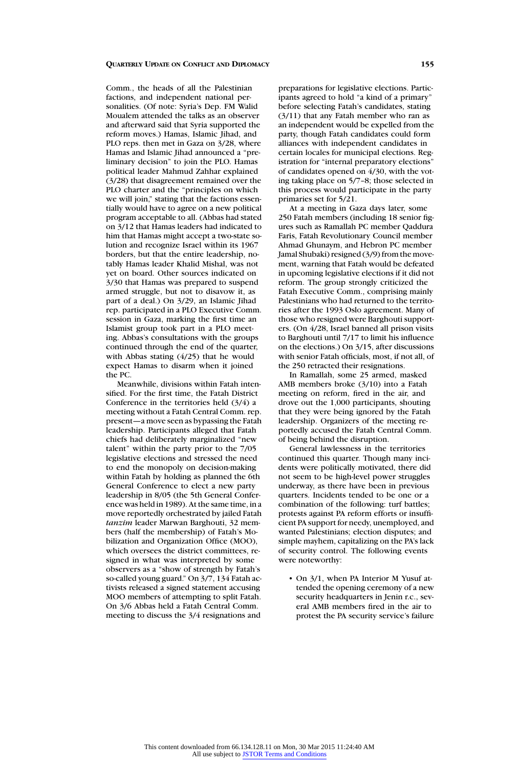Comm., the heads of all the Palestinian factions, and independent national personalities. (Of note: Syria's Dep. FM Walid Moualem attended the talks as an observer and afterward said that Syria supported the reform moves.) Hamas, Islamic Jihad, and PLO reps. then met in Gaza on 3/28, where Hamas and Islamic Jihad announced a "preliminary decision" to join the PLO. Hamas political leader Mahmud Zahhar explained (3/28) that disagreement remained over the PLO charter and the "principles on which we will join," stating that the factions essentially would have to agree on a new political program acceptable to all. (Abbas had stated on 3/12 that Hamas leaders had indicated to him that Hamas might accept a two-state solution and recognize Israel within its 1967 borders, but that the entire leadership, notably Hamas leader Khalid Mishal, was not yet on board. Other sources indicated on 3/30 that Hamas was prepared to suspend armed struggle, but not to disavow it, as part of a deal.) On 3/29, an Islamic Jihad rep. participated in a PLO Executive Comm. session in Gaza, marking the first time an Islamist group took part in a PLO meeting. Abbas's consultations with the groups continued through the end of the quarter, with Abbas stating (4/25) that he would expect Hamas to disarm when it joined the PC.

Meanwhile, divisions within Fatah intensified. For the first time, the Fatah District Conference in the territories held (3/4) a meeting without a Fatah Central Comm. rep. present—a move seen as bypassing the Fatah leadership. Participants alleged that Fatah chiefs had deliberately marginalized "new talent" within the party prior to the 7/05 legislative elections and stressed the need to end the monopoly on decision-making within Fatah by holding as planned the 6th General Conference to elect a new party leadership in 8/05 (the 5th General Conference was held in 1989). At the same time, in a move reportedly orchestrated by jailed Fatah *tanzim* leader Marwan Barghouti, 32 members (half the membership) of Fatah's Mobilization and Organization Office (MOO), which oversees the district committees, resigned in what was interpreted by some observers as a "show of strength by Fatah's so-called young guard." On 3/7, 134 Fatah activists released a signed statement accusing MOO members of attempting to split Fatah. On 3/6 Abbas held a Fatah Central Comm. meeting to discuss the 3/4 resignations and preparations for legislative elections. Participants agreed to hold "a kind of a primary" before selecting Fatah's candidates, stating (3/11) that any Fatah member who ran as an independent would be expelled from the party, though Fatah candidates could form alliances with independent candidates in certain locales for municipal elections. Registration for "internal preparatory elections" of candidates opened on 4/30, with the voting taking place on 5/7–8; those selected in this process would participate in the party primaries set for 5/21.

At a meeting in Gaza days later, some 250 Fatah members (including 18 senior figures such as Ramallah PC member Qaddura Faris, Fatah Revolutionary Council member Ahmad Ghunaym, and Hebron PC member Jamal Shubaki) resigned (3/9) from the movement, warning that Fatah would be defeated in upcoming legislative elections if it did not reform. The group strongly criticized the Fatah Executive Comm., comprising mainly Palestinians who had returned to the territories after the 1993 Oslo agreement. Many of those who resigned were Barghouti supporters. (On 4/28, Israel banned all prison visits to Barghouti until 7/17 to limit his influence on the elections.) On 3/15, after discussions with senior Fatah officials, most, if not all, of the 250 retracted their resignations.

In Ramallah, some 25 armed, masked AMB members broke (3/10) into a Fatah meeting on reform, fired in the air, and drove out the 1,000 participants, shouting that they were being ignored by the Fatah leadership. Organizers of the meeting reportedly accused the Fatah Central Comm. of being behind the disruption.

General lawlessness in the territories continued this quarter. Though many incidents were politically motivated, there did not seem to be high-level power struggles underway, as there have been in previous quarters. Incidents tended to be one or a combination of the following: turf battles; protests against PA reform efforts or insufficient PA support for needy, unemployed, and wanted Palestinians; election disputes; and simple mayhem, capitalizing on the PA's lack of security control. The following events were noteworthy:

- On 3/1, when PA Interior M Yusuf attended the opening ceremony of a new security headquarters in Jenin r.c., several AMB members fired in the air to protest the PA security service's failure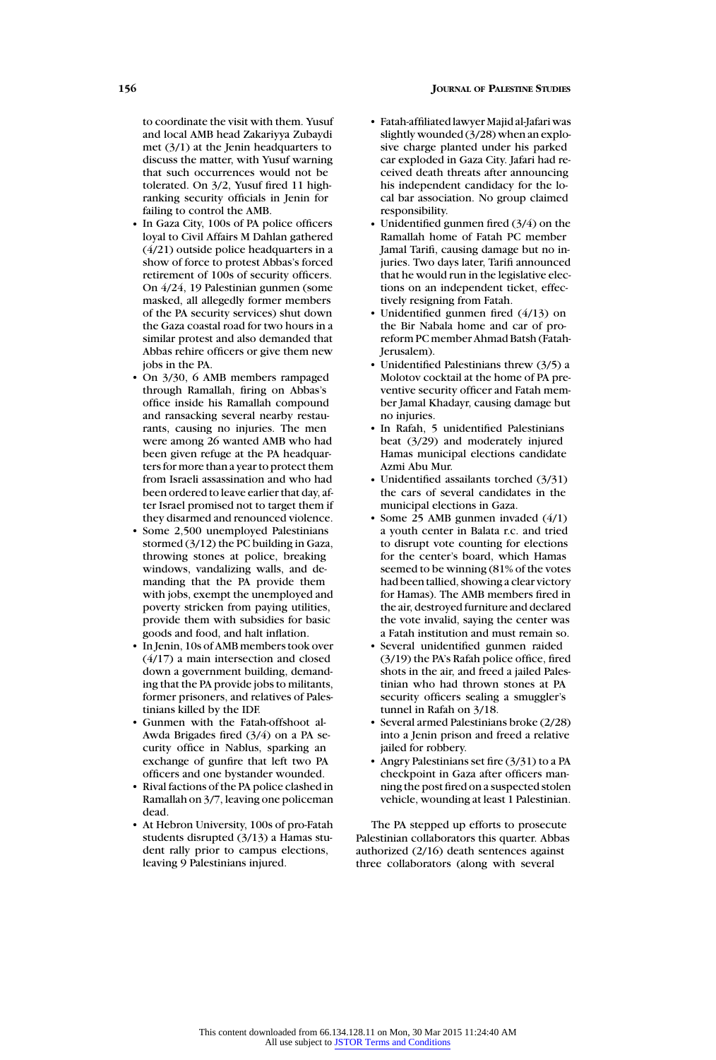to coordinate the visit with them. Yusuf and local AMB head Zakariyya Zubaydi met (3/1) at the Jenin headquarters to discuss the matter, with Yusuf warning that such occurrences would not be tolerated. On 3/2, Yusuf fired 11 high-ranking security officials in Jenin for failing to control the AMB.

- In Gaza City, 100s of PA police officers loyal to Civil Affairs M Dahlan gathered (4/21) outside police headquarters in a show of force to protest Abbas's forced retirement of 100s of security officers. On 4/24, 19 Palestinian gunmen (some masked, all allegedly former members of the PA security services) shut down the Gaza coastal road for two hours in a similar protest and also demanded that Abbas rehire officers or give them new jobs in the PA.
- On 3/30, 6 AMB members rampaged through Ramallah, firing on Abbas's office inside his Ramallah compound and ransacking several nearby restaurants, causing no injuries. The men were among 26 wanted AMB who had been given refuge at the PA headquarters for more than a year to protect them from Israeli assassination and who had been ordered to leave earlier that day, after Israel promised not to target them if they disarmed and renounced violence.
- Some 2,500 unemployed Palestinians stormed (3/12) the PC building in Gaza, throwing stones at police, breaking windows, vandalizing walls, and demanding that the PA provide them with jobs, exempt the unemployed and poverty stricken from paying utilities, provide them with subsidies for basic goods and food, and halt inflation.
- In Jenin, 10s of AMB members took over (4/17) a main intersection and closed down a government building, demanding that the PA provide jobs to militants, former prisoners, and relatives of Palestinians killed by the IDF.
- Gunmen with the Fatah-offshoot al-Awda Brigades fired (3/4) on a PA security office in Nablus, sparking an exchange of gunfire that left two PA officers and one bystander wounded.
- Rival factions of the PA police clashed in Ramallah on 3/7, leaving one policeman dead.
- At Hebron University, 100s of pro-Fatah students disrupted (3/13) a Hamas student rally prior to campus elections, leaving 9 Palestinians injured.
- Fatah-affiliated lawyer Majid al-Jafari was slightly wounded (3/28) when an explosive charge planted under his parked car exploded in Gaza City. Jafari had received death threats after announcing his independent candidacy for the local bar association. No group claimed responsibility.
- Unidentified gunmen fired (3/4) on the Ramallah home of Fatah PC member Jamal Tarifi, causing damage but no injuries. Two days later, Tarifi announced that he would run in the legislative elections on an independent ticket, effectively resigning from Fatah.
- Unidentified gunmen fired (4/13) on the Bir Nabala home and car of pro-reform PC member Ahmad Batsh (Fatah-Jerusalem).
- Unidentified Palestinians threw (3/5) a Molotov cocktail at the home of PA preventive security officer and Fatah member Jamal Khadayr, causing damage but no injuries.
- In Rafah, 5 unidentified Palestinians beat (3/29) and moderately injured Hamas municipal elections candidate Azmi Abu Mur.
- Unidentified assailants torched (3/31) the cars of several candidates in the municipal elections in Gaza.
- Some 25 AMB gunmen invaded (4/1) a youth center in Balata r.c. and tried to disrupt vote counting for elections for the center's board, which Hamas seemed to be winning (81% of the votes had been tallied, showing a clear victory for Hamas). The AMB members fired in the air, destroyed furniture and declared the vote invalid, saying the center was a Fatah institution and must remain so.
- Several unidentified gunmen raided (3/19) the PA's Rafah police office, fired shots in the air, and freed a jailed Palestinian who had thrown stones at PA security officers sealing a smuggler's tunnel in Rafah on 3/18.
- Several armed Palestinians broke (2/28) into a Jenin prison and freed a relative jailed for robbery.
- Angry Palestinians set fire (3/31) to a PA checkpoint in Gaza after officers manning the post fired on a suspected stolen vehicle, wounding at least 1 Palestinian.

The PA stepped up efforts to prosecute Palestinian collaborators this quarter. Abbas authorized (2/16) death sentences against three collaborators (along with several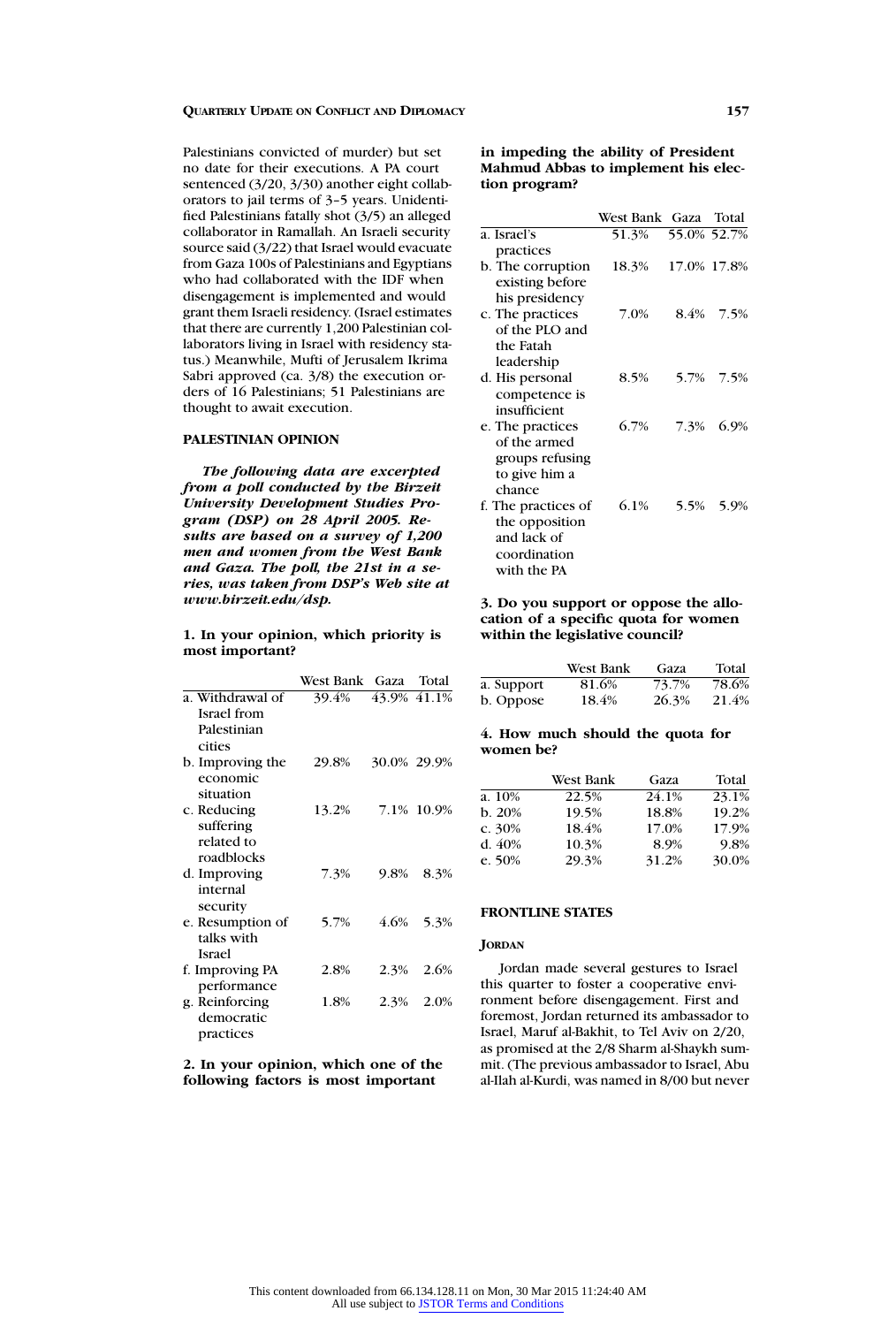Palestinians convicted of murder) but set no date for their executions. A PA court sentenced (3/20, 3/30) another eight collaborators to jail terms of 3–5 years. Unidentified Palestinians fatally shot (3/5) an alleged collaborator in Ramallah. An Israeli security source said (3/22) that Israel would evacuate from Gaza 100s of Palestinians and Egyptians who had collaborated with the IDF when disengagement is implemented and would grant them Israeli residency. (Israel estimates that there are currently 1,200 Palestinian collaborators living in Israel with residency status.) Meanwhile, Mufti of Jerusalem Ikrima Sabri approved (ca. 3/8) the execution orders of 16 Palestinians; 51 Palestinians are thought to await execution.

## PALESTINIAN OPINION

***The following data are excerpted from a poll conducted by the Birzeit University Development Studies Program (DSP) on 28 April 2005. Results are based on a survey of 1,200 men and women from the West Bank and Gaza. The poll, the 21st in a series, was taken from DSP's Web site at www.birzeit.edu/dsp.***

**1. In your opinion, which priority is most important?**

| | West Bank | Gaza | Total |
|---|---|---|---|
| a. Withdrawal of Israel from Palestinian cities | 39.4% | 43.9% | 41.1% |
| b. Improving the economic situation | 29.8% | 30.0% | 29.9% |
| c. Reducing suffering related to roadblocks | 13.2% | 7.1% | 10.9% |
| d. Improving internal security | 7.3% | 9.8% | 8.3% |
| e. Resumption of talks with Israel | 5.7% | 4.6% | 5.3% |
| f. Improving PA performance | 2.8% | 2.3% | 2.6% |
| g. Reinforcing democratic practices | 1.8% | 2.3% | 2.0% |

**2. In your opinion, which one of the following factors is most important in impeding the ability of President Mahmud Abbas to implement his election program?**

| | West Bank | Gaza | Total |
|---|---|---|---|
| a. Israel's practices | 51.3% | 55.0% | 52.7% |
| b. The corruption existing before his presidency | 18.3% | 17.0% | 17.8% |
| c. The practices of the PLO and the Fatah leadership | 7.0% | 8.4% | 7.5% |
| d. His personal competence is insufficient | 8.5% | 5.7% | 7.5% |
| e. The practices of the armed groups refusing to give him a chance | 6.7% | 7.3% | 6.9% |
| f. The practices of the opposition and lack of coordination with the PA | 6.1% | 5.5% | 5.9% |

**3. Do you support or oppose the allocation of a specific quota for women within the legislative council?**

| | West Bank | Gaza | Total |
|---|---|---|---|
| a. Support | 81.6% | 73.7% | 78.6% |
| b. Oppose | 18.4% | 26.3% | 21.4% |

**4. How much should the quota for women be?**

| | West Bank | Gaza | Total |
|---|---|---|---|
| a. 10% | 22.5% | 24.1% | 23.1% |
| b. 20% | 19.5% | 18.8% | 19.2% |
| c. 30% | 18.4% | 17.0% | 17.9% |
| d. 40% | 10.3% | 8.9% | 9.8% |
| e. 50% | 29.3% | 31.2% | 30.0% |

## FRONTLINE STATES

### JORDAN

Jordan made several gestures to Israel this quarter to foster a cooperative environment before disengagement. First and foremost, Jordan returned its ambassador to Israel, Maruf al-Bakhit, to Tel Aviv on 2/20, as promised at the 2/8 Sharm al-Shaykh summit. (The previous ambassador to Israel, Abu al-Ilah al-Kurdi, was named in 8/00 but never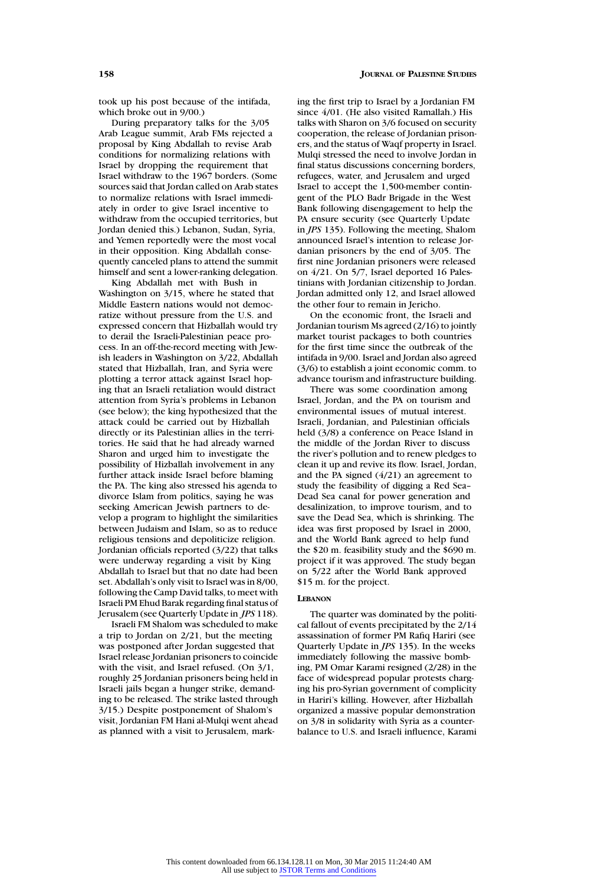took up his post because of the intifada, which broke out in 9/00.)

During preparatory talks for the 3/05 Arab League summit, Arab FMs rejected a proposal by King Abdallah to revise Arab conditions for normalizing relations with Israel by dropping the requirement that Israel withdraw to the 1967 borders. (Some sources said that Jordan called on Arab states to normalize relations with Israel immediately in order to give Israel incentive to withdraw from the occupied territories, but Jordan denied this.) Lebanon, Sudan, Syria, and Yemen reportedly were the most vocal in their opposition. King Abdallah consequently canceled plans to attend the summit himself and sent a lower-ranking delegation.

King Abdallah met with Bush in Washington on 3/15, where he stated that Middle Eastern nations would not democratize without pressure from the U.S. and expressed concern that Hizballah would try to derail the Israeli-Palestinian peace process. In an off-the-record meeting with Jewish leaders in Washington on 3/22, Abdallah stated that Hizballah, Iran, and Syria were plotting a terror attack against Israel hoping that an Israeli retaliation would distract attention from Syria's problems in Lebanon (see below); the king hypothesized that the attack could be carried out by Hizballah directly or its Palestinian allies in the territories. He said that he had already warned Sharon and urged him to investigate the possibility of Hizballah involvement in any further attack inside Israel before blaming the PA. The king also stressed his agenda to divorce Islam from politics, saying he was seeking American Jewish partners to develop a program to highlight the similarities between Judaism and Islam, so as to reduce religious tensions and depoliticize religion. Jordanian officials reported (3/22) that talks were underway regarding a visit by King Abdallah to Israel but that no date had been set. Abdallah's only visit to Israel was in 8/00, following the Camp David talks, to meet with Israeli PM Ehud Barak regarding final status of Jerusalem (see Quarterly Update in *JPS* 118).

Israeli FM Shalom was scheduled to make a trip to Jordan on 2/21, but the meeting was postponed after Jordan suggested that Israel release Jordanian prisoners to coincide with the visit, and Israel refused. (On 3/1, roughly 25 Jordanian prisoners being held in Israeli jails began a hunger strike, demanding to be released. The strike lasted through 3/15.) Despite postponement of Shalom's visit, Jordanian FM Hani al-Mulqi went ahead as planned with a visit to Jerusalem, marking the first trip to Israel by a Jordanian FM since 4/01. (He also visited Ramallah.) His talks with Sharon on 3/6 focused on security cooperation, the release of Jordanian prisoners, and the status of Waqf property in Israel. Mulqi stressed the need to involve Jordan in final status discussions concerning borders, refugees, water, and Jerusalem and urged Israel to accept the 1,500-member contingent of the PLO Badr Brigade in the West Bank following disengagement to help the PA ensure security (see Quarterly Update in *JPS* 135). Following the meeting, Shalom announced Israel's intention to release Jordanian prisoners by the end of 3/05. The first nine Jordanian prisoners were released on 4/21. On 5/7, Israel deported 16 Palestinians with Jordanian citizenship to Jordan. Jordan admitted only 12, and Israel allowed the other four to remain in Jericho.

On the economic front, the Israeli and Jordanian tourism Ms agreed (2/16) to jointly market tourist packages to both countries for the first time since the outbreak of the intifada in 9/00. Israel and Jordan also agreed (3/6) to establish a joint economic comm. to advance tourism and infrastructure building.

There was some coordination among Israel, Jordan, and the PA on tourism and environmental issues of mutual interest. Israeli, Jordanian, and Palestinian officials held (3/8) a conference on Peace Island in the middle of the Jordan River to discuss the river's pollution and to renew pledges to clean it up and revive its flow. Israel, Jordan, and the PA signed (4/21) an agreement to study the feasibility of digging a Red Sea–Dead Sea canal for power generation and desalinization, to improve tourism, and to save the Dead Sea, which is shrinking. The idea was first proposed by Israel in 2000, and the World Bank agreed to help fund the $20 m. feasibility study and the $690 m. project if it was approved. The study began on 5/22 after the World Bank approved $15 m. for the project.

### Lebanon

The quarter was dominated by the political fallout of events precipitated by the 2/14 assassination of former PM Rafiq Hariri (see Quarterly Update in *JPS* 135). In the weeks immediately following the massive bombing, PM Omar Karami resigned (2/28) in the face of widespread popular protests charging his pro-Syrian government of complicity in Hariri's killing. However, after Hizballah organized a massive popular demonstration on 3/8 in solidarity with Syria as a counterbalance to U.S. and Israeli influence, Karami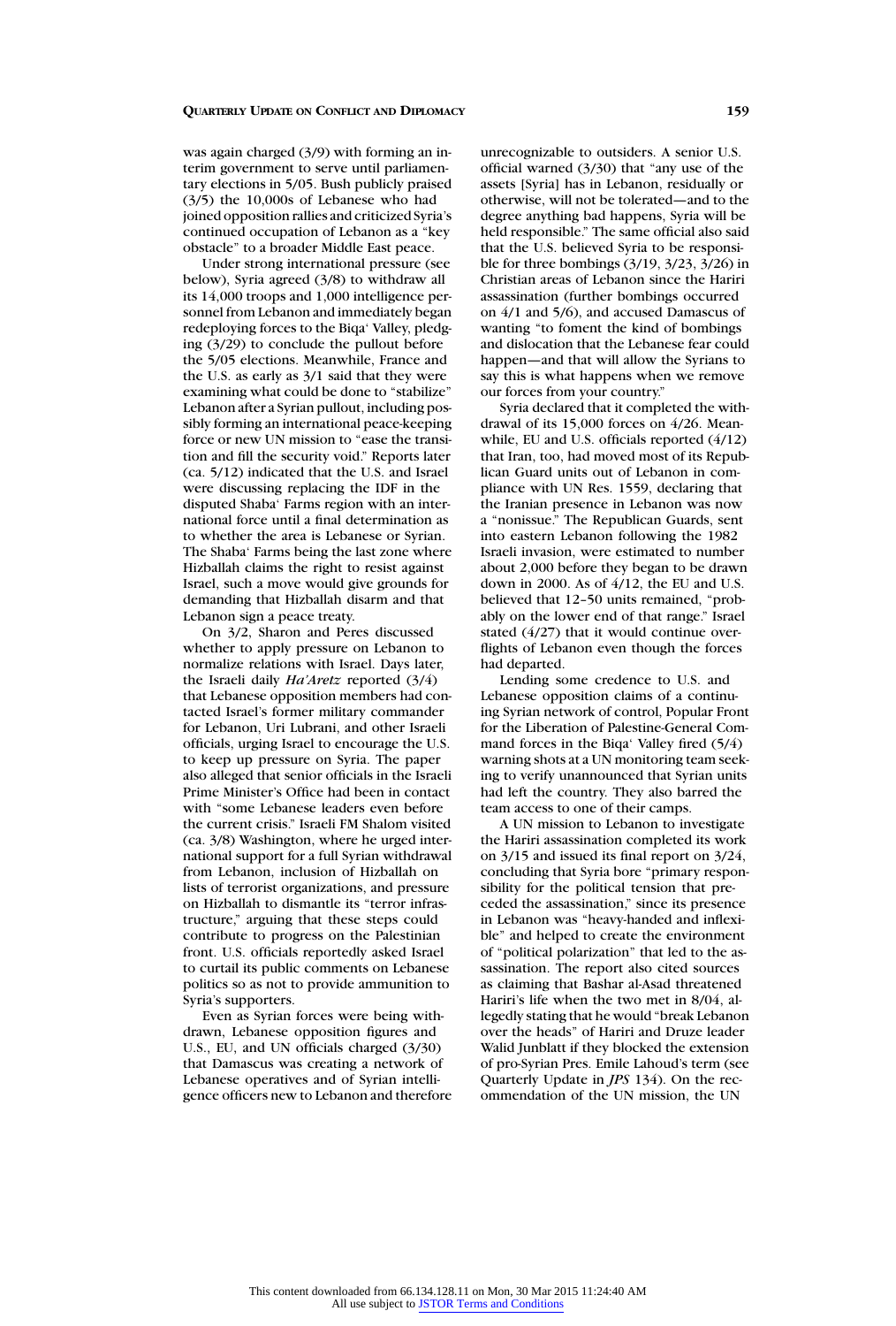was again charged (3/9) with forming an interim government to serve until parliamentary elections in 5/05. Bush publicly praised (3/5) the 10,000s of Lebanese who had joined opposition rallies and criticized Syria's continued occupation of Lebanon as a "key obstacle" to a broader Middle East peace.

Under strong international pressure (see below), Syria agreed (3/8) to withdraw all its 14,000 troops and 1,000 intelligence personnel from Lebanon and immediately began redeploying forces to the Biqa' Valley, pledging (3/29) to conclude the pullout before the 5/05 elections. Meanwhile, France and the U.S. as early as 3/1 said that they were examining what could be done to "stabilize" Lebanon after a Syrian pullout, including possibly forming an international peace-keeping force or new UN mission to "ease the transition and fill the security void." Reports later (ca. 5/12) indicated that the U.S. and Israel were discussing replacing the IDF in the disputed Shaba' Farms region with an international force until a final determination as to whether the area is Lebanese or Syrian. The Shaba' Farms being the last zone where Hizballah claims the right to resist against Israel, such a move would give grounds for demanding that Hizballah disarm and that Lebanon sign a peace treaty.

On 3/2, Sharon and Peres discussed whether to apply pressure on Lebanon to normalize relations with Israel. Days later, the Israeli daily *Ha'Aretz* reported (3/4) that Lebanese opposition members had contacted Israel's former military commander for Lebanon, Uri Lubrani, and other Israeli officials, urging Israel to encourage the U.S. to keep up pressure on Syria. The paper also alleged that senior officials in the Israeli Prime Minister's Office had been in contact with "some Lebanese leaders even before the current crisis." Israeli FM Shalom visited (ca. 3/8) Washington, where he urged international support for a full Syrian withdrawal from Lebanon, inclusion of Hizballah on lists of terrorist organizations, and pressure on Hizballah to dismantle its "terror infrastructure," arguing that these steps could contribute to progress on the Palestinian front. U.S. officials reportedly asked Israel to curtail its public comments on Lebanese politics so as not to provide ammunition to Syria's supporters.

Even as Syrian forces were being withdrawn, Lebanese opposition figures and U.S., EU, and UN officials charged (3/30) that Damascus was creating a network of Lebanese operatives and of Syrian intelligence officers new to Lebanon and therefore unrecognizable to outsiders. A senior U.S. official warned (3/30) that "any use of the assets [Syria] has in Lebanon, residually or otherwise, will not be tolerated—and to the degree anything bad happens, Syria will be held responsible." The same official also said that the U.S. believed Syria to be responsible for three bombings (3/19, 3/23, 3/26) in Christian areas of Lebanon since the Hariri assassination (further bombings occurred on 4/1 and 5/6), and accused Damascus of wanting "to foment the kind of bombings and dislocation that the Lebanese fear could happen—and that will allow the Syrians to say this is what happens when we remove our forces from your country."

Syria declared that it completed the withdrawal of its 15,000 forces on 4/26. Meanwhile, EU and U.S. officials reported (4/12) that Iran, too, had moved most of its Republican Guard units out of Lebanon in compliance with UN Res. 1559, declaring that the Iranian presence in Lebanon was now a "nonissue." The Republican Guards, sent into eastern Lebanon following the 1982 Israeli invasion, were estimated to number about 2,000 before they began to be drawn down in 2000. As of 4/12, the EU and U.S. believed that 12–50 units remained, "probably on the lower end of that range." Israel stated (4/27) that it would continue overflights of Lebanon even though the forces had departed.

Lending some credence to U.S. and Lebanese opposition claims of a continuing Syrian network of control, Popular Front for the Liberation of Palestine-General Command forces in the Biqa' Valley fired (5/4) warning shots at a UN monitoring team seeking to verify unannounced that Syrian units had left the country. They also barred the team access to one of their camps.

A UN mission to Lebanon to investigate the Hariri assassination completed its work on 3/15 and issued its final report on 3/24, concluding that Syria bore "primary responsibility for the political tension that preceded the assassination," since its presence in Lebanon was "heavy-handed and inflexible" and helped to create the environment of "political polarization" that led to the assassination. The report also cited sources as claiming that Bashar al-Asad threatened Hariri's life when the two met in 8/04, allegedly stating that he would "break Lebanon over the heads" of Hariri and Druze leader Walid Junblatt if they blocked the extension of pro-Syrian Pres. Emile Lahoud's term (see Quarterly Update in *JPS* 134). On the recommendation of the UN mission, the UN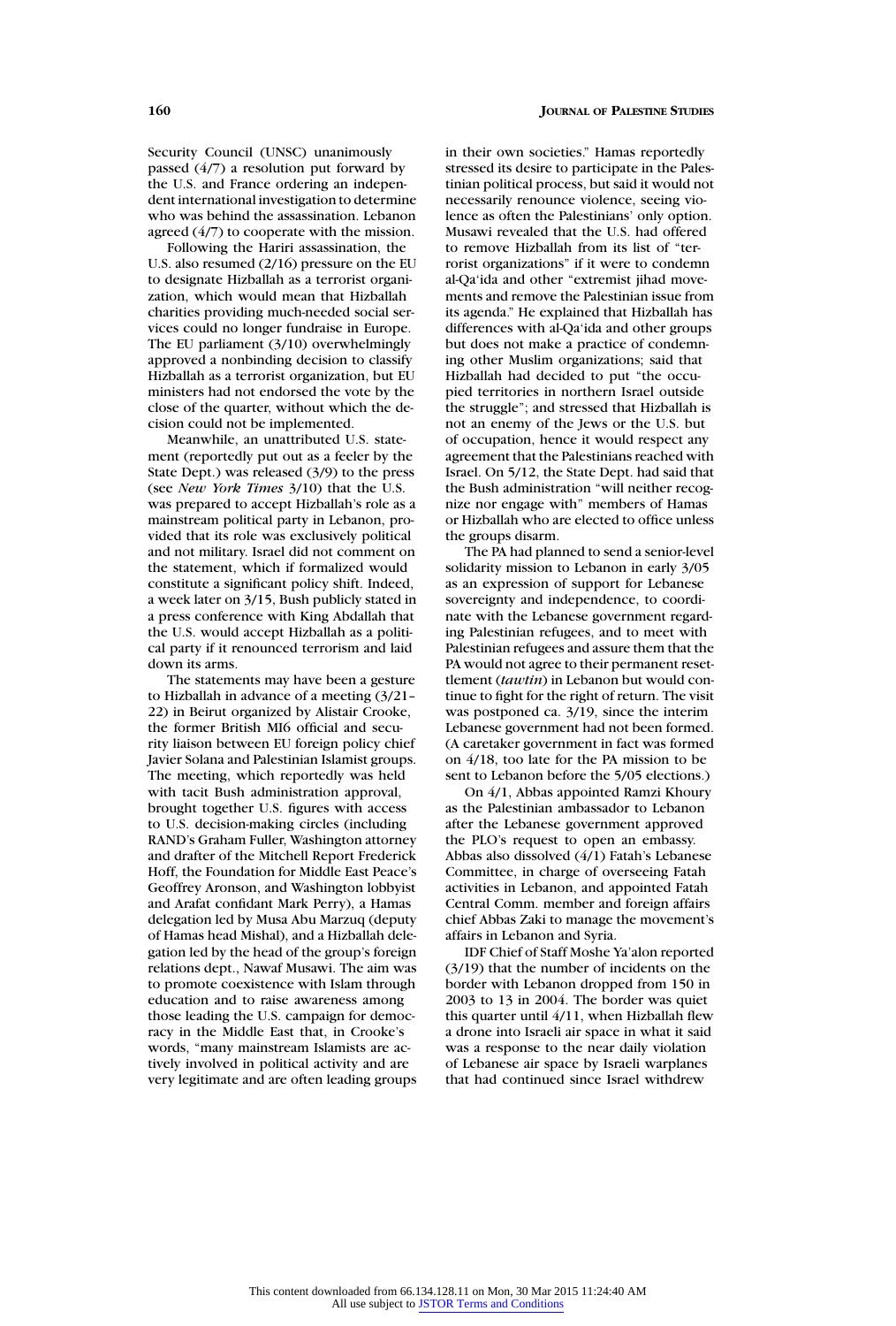Security Council (UNSC) unanimously passed (4/7) a resolution put forward by the U.S. and France ordering an independent international investigation to determine who was behind the assassination. Lebanon agreed (4/7) to cooperate with the mission.

Following the Hariri assassination, the U.S. also resumed (2/16) pressure on the EU to designate Hizballah as a terrorist organization, which would mean that Hizballah charities providing much-needed social services could no longer fundraise in Europe. The EU parliament (3/10) overwhelmingly approved a nonbinding decision to classify Hizballah as a terrorist organization, but EU ministers had not endorsed the vote by the close of the quarter, without which the decision could not be implemented.

Meanwhile, an unattributed U.S. statement (reportedly put out as a feeler by the State Dept.) was released (3/9) to the press (see *New York Times* 3/10) that the U.S. was prepared to accept Hizballah's role as a mainstream political party in Lebanon, provided that its role was exclusively political and not military. Israel did not comment on the statement, which if formalized would constitute a significant policy shift. Indeed, a week later on 3/15, Bush publicly stated in a press conference with King Abdallah that the U.S. would accept Hizballah as a political party if it renounced terrorism and laid down its arms.

The statements may have been a gesture to Hizballah in advance of a meeting (3/21–22) in Beirut organized by Alistair Crooke, the former British MI6 official and security liaison between EU foreign policy chief Javier Solana and Palestinian Islamist groups. The meeting, which reportedly was held with tacit Bush administration approval, brought together U.S. figures with access to U.S. decision-making circles (including RAND's Graham Fuller, Washington attorney and drafter of the Mitchell Report Frederick Hoff, the Foundation for Middle East Peace's Geoffrey Aronson, and Washington lobbyist and Arafat confidant Mark Perry), a Hamas delegation led by Musa Abu Marzuq (deputy of Hamas head Mishal), and a Hizballah delegation led by the head of the group's foreign relations dept., Nawaf Musawi. The aim was to promote coexistence with Islam through education and to raise awareness among those leading the U.S. campaign for democracy in the Middle East that, in Crooke's words, "many mainstream Islamists are actively involved in political activity and are very legitimate and are often leading groups in their own societies." Hamas reportedly stressed its desire to participate in the Palestinian political process, but said it would not necessarily renounce violence, seeing violence as often the Palestinians' only option. Musawi revealed that the U.S. had offered to remove Hizballah from its list of "terrorist organizations" if it were to condemn al-Qa'ida and other "extremist jihad movements and remove the Palestinian issue from its agenda." He explained that Hizballah has differences with al-Qa'ida and other groups but does not make a practice of condemning other Muslim organizations; said that Hizballah had decided to put "the occupied territories in northern Israel outside the struggle"; and stressed that Hizballah is not an enemy of the Jews or the U.S. but of occupation, hence it would respect any agreement that the Palestinians reached with Israel. On 5/12, the State Dept. had said that the Bush administration "will neither recognize nor engage with" members of Hamas or Hizballah who are elected to office unless the groups disarm.

The PA had planned to send a senior-level solidarity mission to Lebanon in early 3/05 as an expression of support for Lebanese sovereignty and independence, to coordinate with the Lebanese government regarding Palestinian refugees, and to meet with Palestinian refugees and assure them that the PA would not agree to their permanent resettlement (*tawtin*) in Lebanon but would continue to fight for the right of return. The visit was postponed ca. 3/19, since the interim Lebanese government had not been formed. (A caretaker government in fact was formed on 4/18, too late for the PA mission to be sent to Lebanon before the 5/05 elections.)

On 4/1, Abbas appointed Ramzi Khoury as the Palestinian ambassador to Lebanon after the Lebanese government approved the PLO's request to open an embassy. Abbas also dissolved (4/1) Fatah's Lebanese Committee, in charge of overseeing Fatah activities in Lebanon, and appointed Fatah Central Comm. member and foreign affairs chief Abbas Zaki to manage the movement's affairs in Lebanon and Syria.

IDF Chief of Staff Moshe Ya'alon reported (3/19) that the number of incidents on the border with Lebanon dropped from 150 in 2003 to 13 in 2004. The border was quiet this quarter until 4/11, when Hizballah flew a drone into Israeli air space in what it said was a response to the near daily violation of Lebanese air space by Israeli warplanes that had continued since Israel withdrew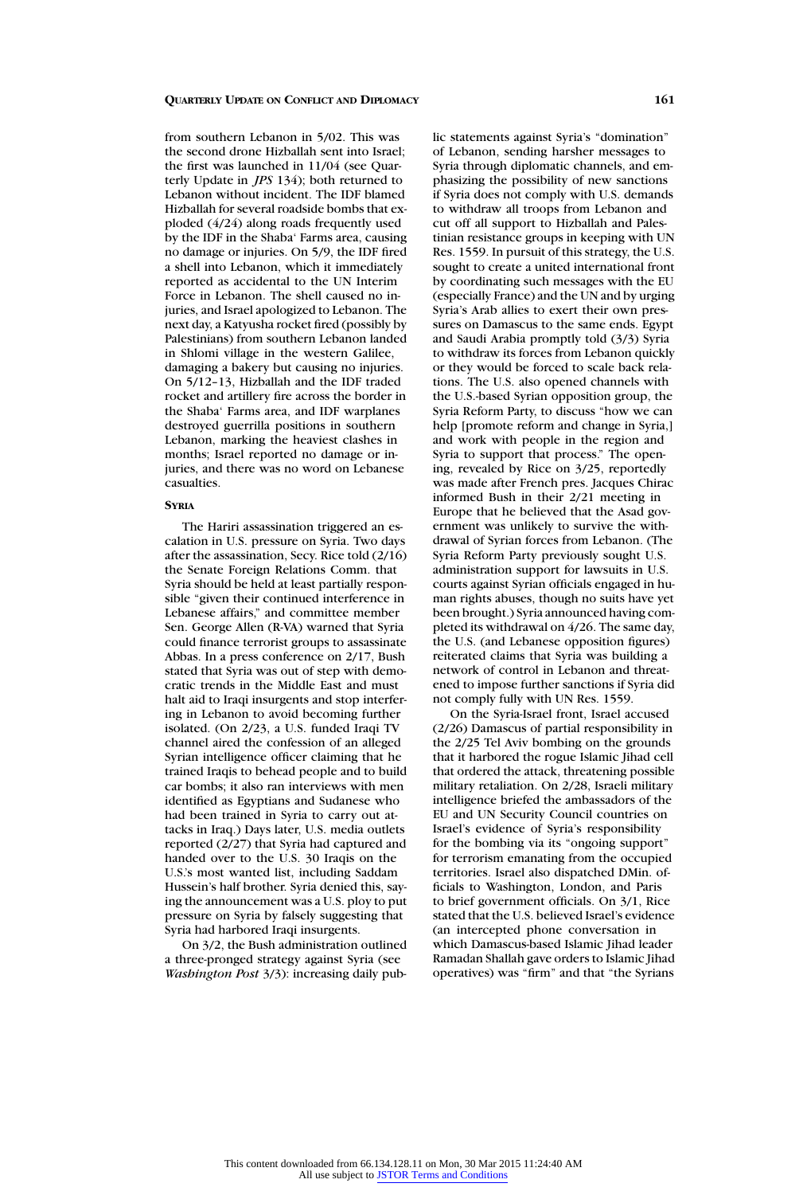from southern Lebanon in 5/02. This was the second drone Hizballah sent into Israel; the first was launched in 11/04 (see Quarterly Update in *JPS* 134); both returned to Lebanon without incident. The IDF blamed Hizballah for several roadside bombs that exploded (4/24) along roads frequently used by the IDF in the Shaba' Farms area, causing no damage or injuries. On 5/9, the IDF fired a shell into Lebanon, which it immediately reported as accidental to the UN Interim Force in Lebanon. The shell caused no injuries, and Israel apologized to Lebanon. The next day, a Katyusha rocket fired (possibly by Palestinians) from southern Lebanon landed in Shlomi village in the western Galilee, damaging a bakery but causing no injuries. On 5/12–13, Hizballah and the IDF traded rocket and artillery fire across the border in the Shaba' Farms area, and IDF warplanes destroyed guerrilla positions in southern Lebanon, marking the heaviest clashes in months; Israel reported no damage or injuries, and there was no word on Lebanese casualties.

### SYRIA

The Hariri assassination triggered an escalation in U.S. pressure on Syria. Two days after the assassination, Secy. Rice told (2/16) the Senate Foreign Relations Comm. that Syria should be held at least partially responsible "given their continued interference in Lebanese affairs," and committee member Sen. George Allen (R-VA) warned that Syria could finance terrorist groups to assassinate Abbas. In a press conference on 2/17, Bush stated that Syria was out of step with democratic trends in the Middle East and must halt aid to Iraqi insurgents and stop interfering in Lebanon to avoid becoming further isolated. (On 2/23, a U.S. funded Iraqi TV channel aired the confession of an alleged Syrian intelligence officer claiming that he trained Iraqis to behead people and to build car bombs; it also ran interviews with men identified as Egyptians and Sudanese who had been trained in Syria to carry out attacks in Iraq.) Days later, U.S. media outlets reported (2/27) that Syria had captured and handed over to the U.S. 30 Iraqis on the U.S.'s most wanted list, including Saddam Hussein's half brother. Syria denied this, saying the announcement was a U.S. ploy to put pressure on Syria by falsely suggesting that Syria had harbored Iraqi insurgents.

On 3/2, the Bush administration outlined a three-pronged strategy against Syria (see *Washington Post* 3/3): increasing daily public statements against Syria's "domination" of Lebanon, sending harsher messages to Syria through diplomatic channels, and emphasizing the possibility of new sanctions if Syria does not comply with U.S. demands to withdraw all troops from Lebanon and cut off all support to Hizballah and Palestinian resistance groups in keeping with UN Res. 1559. In pursuit of this strategy, the U.S. sought to create a united international front by coordinating such messages with the EU (especially France) and the UN and by urging Syria's Arab allies to exert their own pressures on Damascus to the same ends. Egypt and Saudi Arabia promptly told (3/3) Syria to withdraw its forces from Lebanon quickly or they would be forced to scale back relations. The U.S. also opened channels with the U.S.-based Syrian opposition group, the Syria Reform Party, to discuss "how we can help [promote reform and change in Syria,] and work with people in the region and Syria to support that process." The opening, revealed by Rice on 3/25, reportedly was made after French pres. Jacques Chirac informed Bush in their 2/21 meeting in Europe that he believed that the Asad government was unlikely to survive the withdrawal of Syrian forces from Lebanon. (The Syria Reform Party previously sought U.S. administration support for lawsuits in U.S. courts against Syrian officials engaged in human rights abuses, though no suits have yet been brought.) Syria announced having completed its withdrawal on 4/26. The same day, the U.S. (and Lebanese opposition figures) reiterated claims that Syria was building a network of control in Lebanon and threatened to impose further sanctions if Syria did not comply fully with UN Res. 1559.

On the Syria-Israel front, Israel accused (2/26) Damascus of partial responsibility in the 2/25 Tel Aviv bombing on the grounds that it harbored the rogue Islamic Jihad cell that ordered the attack, threatening possible military retaliation. On 2/28, Israeli military intelligence briefed the ambassadors of the EU and UN Security Council countries on Israel's evidence of Syria's responsibility for the bombing via its "ongoing support" for terrorism emanating from the occupied territories. Israel also dispatched DMin. officials to Washington, London, and Paris to brief government officials. On 3/1, Rice stated that the U.S. believed Israel's evidence (an intercepted phone conversation in which Damascus-based Islamic Jihad leader Ramadan Shallah gave orders to Islamic Jihad operatives) was "firm" and that "the Syrians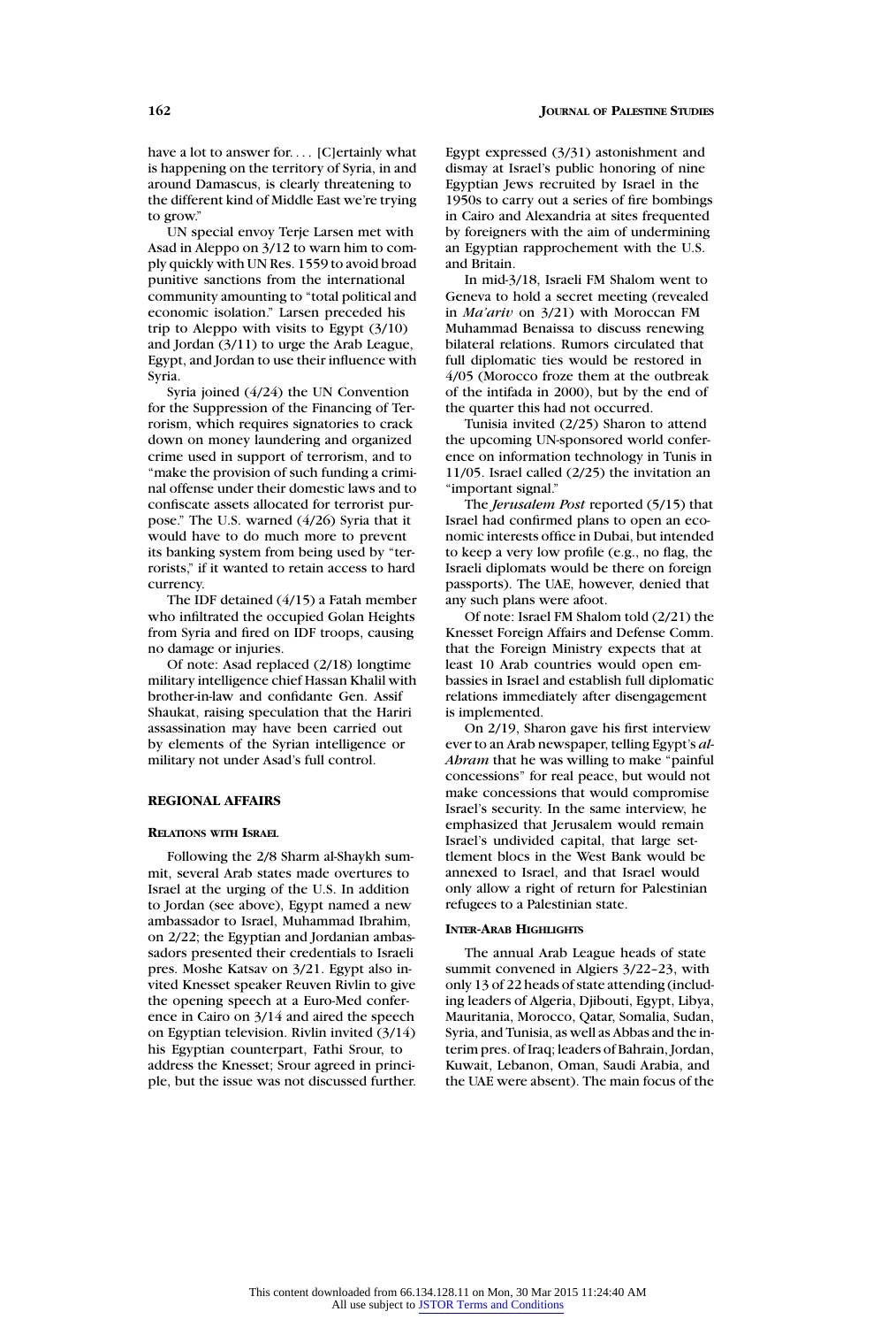have a lot to answer for. . . . [C]ertainly what is happening on the territory of Syria, in and around Damascus, is clearly threatening to the different kind of Middle East we're trying to grow."

UN special envoy Terje Larsen met with Asad in Aleppo on 3/12 to warn him to comply quickly with UN Res. 1559 to avoid broad punitive sanctions from the international community amounting to "total political and economic isolation." Larsen preceded his trip to Aleppo with visits to Egypt (3/10) and Jordan (3/11) to urge the Arab League, Egypt, and Jordan to use their influence with Syria.

Syria joined (4/24) the UN Convention for the Suppression of the Financing of Terrorism, which requires signatories to crack down on money laundering and organized crime used in support of terrorism, and to "make the provision of such funding a criminal offense under their domestic laws and to confiscate assets allocated for terrorist purpose." The U.S. warned (4/26) Syria that it would have to do much more to prevent its banking system from being used by "terrorists," if it wanted to retain access to hard currency.

The IDF detained (4/15) a Fatah member who infiltrated the occupied Golan Heights from Syria and fired on IDF troops, causing no damage or injuries.

Of note: Asad replaced (2/18) longtime military intelligence chief Hassan Khalil with brother-in-law and confidante Gen. Assif Shaukat, raising speculation that the Hariri assassination may have been carried out by elements of the Syrian intelligence or military not under Asad's full control.

## REGIONAL AFFAIRS

### RELATIONS WITH ISRAEL

Following the 2/8 Sharm al-Shaykh summit, several Arab states made overtures to Israel at the urging of the U.S. In addition to Jordan (see above), Egypt named a new ambassador to Israel, Muhammad Ibrahim, on 2/22; the Egyptian and Jordanian ambassadors presented their credentials to Israeli pres. Moshe Katsav on 3/21. Egypt also invited Knesset speaker Reuven Rivlin to give the opening speech at a Euro-Med conference in Cairo on 3/14 and aired the speech on Egyptian television. Rivlin invited (3/14) his Egyptian counterpart, Fathi Srour, to address the Knesset; Srour agreed in principle, but the issue was not discussed further. Egypt expressed (3/31) astonishment and dismay at Israel's public honoring of nine Egyptian Jews recruited by Israel in the 1950s to carry out a series of fire bombings in Cairo and Alexandria at sites frequented by foreigners with the aim of undermining an Egyptian rapprochement with the U.S. and Britain.

In mid-3/18, Israeli FM Shalom went to Geneva to hold a secret meeting (revealed in *Ma'ariv* on 3/21) with Moroccan FM Muhammad Benaissa to discuss renewing bilateral relations. Rumors circulated that full diplomatic ties would be restored in 4/05 (Morocco froze them at the outbreak of the intifada in 2000), but by the end of the quarter this had not occurred.

Tunisia invited (2/25) Sharon to attend the upcoming UN-sponsored world conference on information technology in Tunis in 11/05. Israel called (2/25) the invitation an "important signal."

The *Jerusalem Post* reported (5/15) that Israel had confirmed plans to open an economic interests office in Dubai, but intended to keep a very low profile (e.g., no flag, the Israeli diplomats would be there on foreign passports). The UAE, however, denied that any such plans were afoot.

Of note: Israel FM Shalom told (2/21) the Knesset Foreign Affairs and Defense Comm. that the Foreign Ministry expects that at least 10 Arab countries would open embassies in Israel and establish full diplomatic relations immediately after disengagement is implemented.

On 2/19, Sharon gave his first interview ever to an Arab newspaper, telling Egypt's *al-Ahram* that he was willing to make "painful concessions" for real peace, but would not make concessions that would compromise Israel's security. In the same interview, he emphasized that Jerusalem would remain Israel's undivided capital, that large settlement blocs in the West Bank would be annexed to Israel, and that Israel would only allow a right of return for Palestinian refugees to a Palestinian state.

### INTER-ARAB HIGHLIGHTS

The annual Arab League heads of state summit convened in Algiers 3/22–23, with only 13 of 22 heads of state attending (including leaders of Algeria, Djibouti, Egypt, Libya, Mauritania, Morocco, Qatar, Somalia, Sudan, Syria, and Tunisia, as well as Abbas and the interim pres. of Iraq; leaders of Bahrain, Jordan, Kuwait, Lebanon, Oman, Saudi Arabia, and the UAE were absent). The main focus of the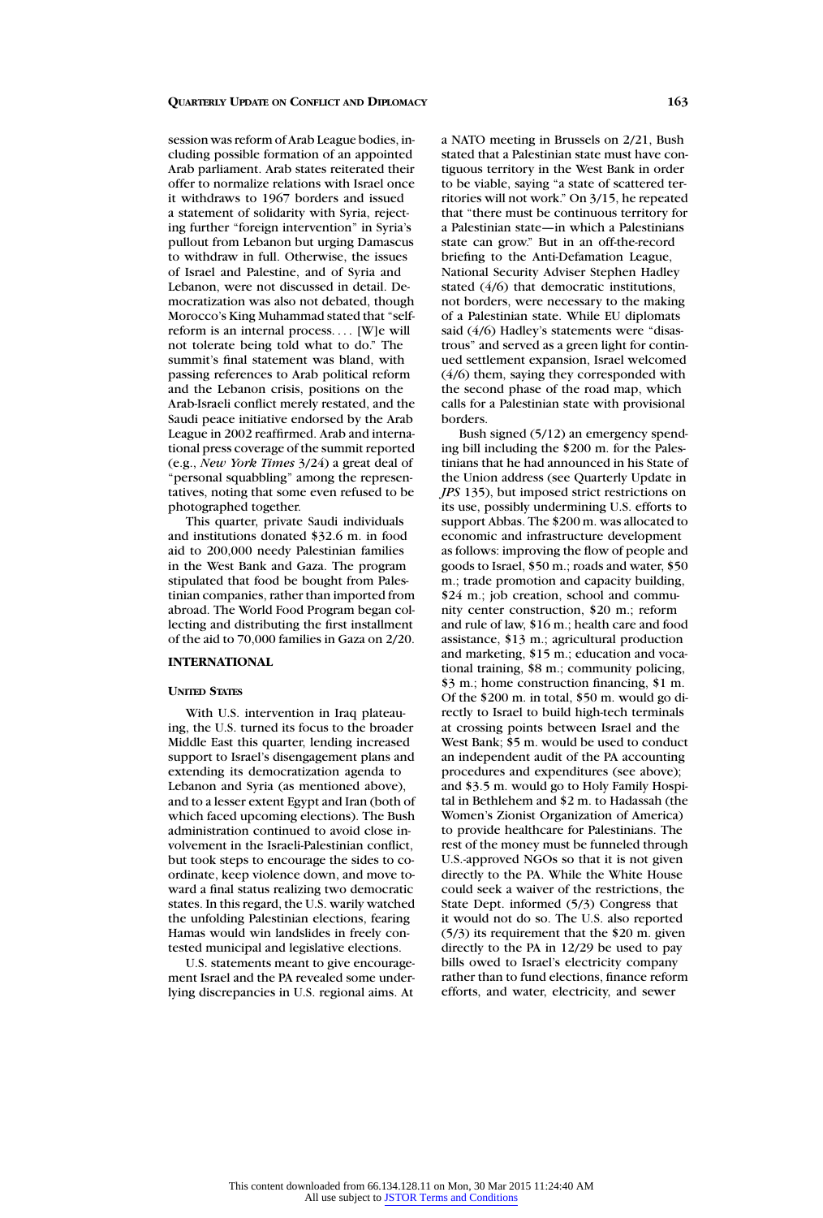session was reform of Arab League bodies, including possible formation of an appointed Arab parliament. Arab states reiterated their offer to normalize relations with Israel once it withdraws to 1967 borders and issued a statement of solidarity with Syria, rejecting further "foreign intervention" in Syria's pullout from Lebanon but urging Damascus to withdraw in full. Otherwise, the issues of Israel and Palestine, and of Syria and Lebanon, were not discussed in detail. Democratization was also not debated, though Morocco's King Muhammad stated that "self-reform is an internal process. . . . [W]e will not tolerate being told what to do." The summit's final statement was bland, with passing references to Arab political reform and the Lebanon crisis, positions on the Arab-Israeli conflict merely restated, and the Saudi peace initiative endorsed by the Arab League in 2002 reaffirmed. Arab and international press coverage of the summit reported (e.g., *New York Times* 3/24) a great deal of "personal squabbling" among the representatives, noting that some even refused to be photographed together.

This quarter, private Saudi individuals and institutions donated $32.6 m. in food aid to 200,000 needy Palestinian families in the West Bank and Gaza. The program stipulated that food be bought from Palestinian companies, rather than imported from abroad. The World Food Program began collecting and distributing the first installment of the aid to 70,000 families in Gaza on 2/20.

## INTERNATIONAL

### UNITED STATES

With U.S. intervention in Iraq plateauing, the U.S. turned its focus to the broader Middle East this quarter, lending increased support to Israel's disengagement plans and extending its democratization agenda to Lebanon and Syria (as mentioned above), and to a lesser extent Egypt and Iran (both of which faced upcoming elections). The Bush administration continued to avoid close involvement in the Israeli-Palestinian conflict, but took steps to encourage the sides to coordinate, keep violence down, and move toward a final status realizing two democratic states. In this regard, the U.S. warily watched the unfolding Palestinian elections, fearing Hamas would win landslides in freely contested municipal and legislative elections.

U.S. statements meant to give encouragement Israel and the PA revealed some underlying discrepancies in U.S. regional aims. At a NATO meeting in Brussels on 2/21, Bush stated that a Palestinian state must have contiguous territory in the West Bank in order to be viable, saying "a state of scattered territories will not work." On 3/15, he repeated that "there must be continuous territory for a Palestinian state—in which a Palestinians state can grow." But in an off-the-record briefing to the Anti-Defamation League, National Security Adviser Stephen Hadley stated (4/6) that democratic institutions, not borders, were necessary to the making of a Palestinian state. While EU diplomats said (4/6) Hadley's statements were "disastrous" and served as a green light for continued settlement expansion, Israel welcomed (4/6) them, saying they corresponded with the second phase of the road map, which calls for a Palestinian state with provisional borders.

Bush signed (5/12) an emergency spending bill including the $200 m. for the Palestinians that he had announced in his State of the Union address (see Quarterly Update in *JPS* 135), but imposed strict restrictions on its use, possibly undermining U.S. efforts to support Abbas. The $200 m. was allocated to economic and infrastructure development as follows: improving the flow of people and goods to Israel, $50 m.; roads and water, $50 m.; trade promotion and capacity building, $24 m.; job creation, school and community center construction, $20 m.; reform and rule of law, $16 m.; health care and food assistance, $13 m.; agricultural production and marketing, $15 m.; education and vocational training, $8 m.; community policing, $3 m.; home construction financing, $1 m. Of the $200 m. in total, $50 m. would go directly to Israel to build high-tech terminals at crossing points between Israel and the West Bank; $5 m. would be used to conduct an independent audit of the PA accounting procedures and expenditures (see above); and $3.5 m. would go to Holy Family Hospital in Bethlehem and $2 m. to Hadassah (the Women's Zionist Organization of America) to provide healthcare for Palestinians. The rest of the money must be funneled through U.S.-approved NGOs so that it is not given directly to the PA. While the White House could seek a waiver of the restrictions, the State Dept. informed (5/3) Congress that it would not do so. The U.S. also reported (5/3) its requirement that the $20 m. given directly to the PA in 12/29 be used to pay bills owed to Israel's electricity company rather than to fund elections, finance reform efforts, and water, electricity, and sewer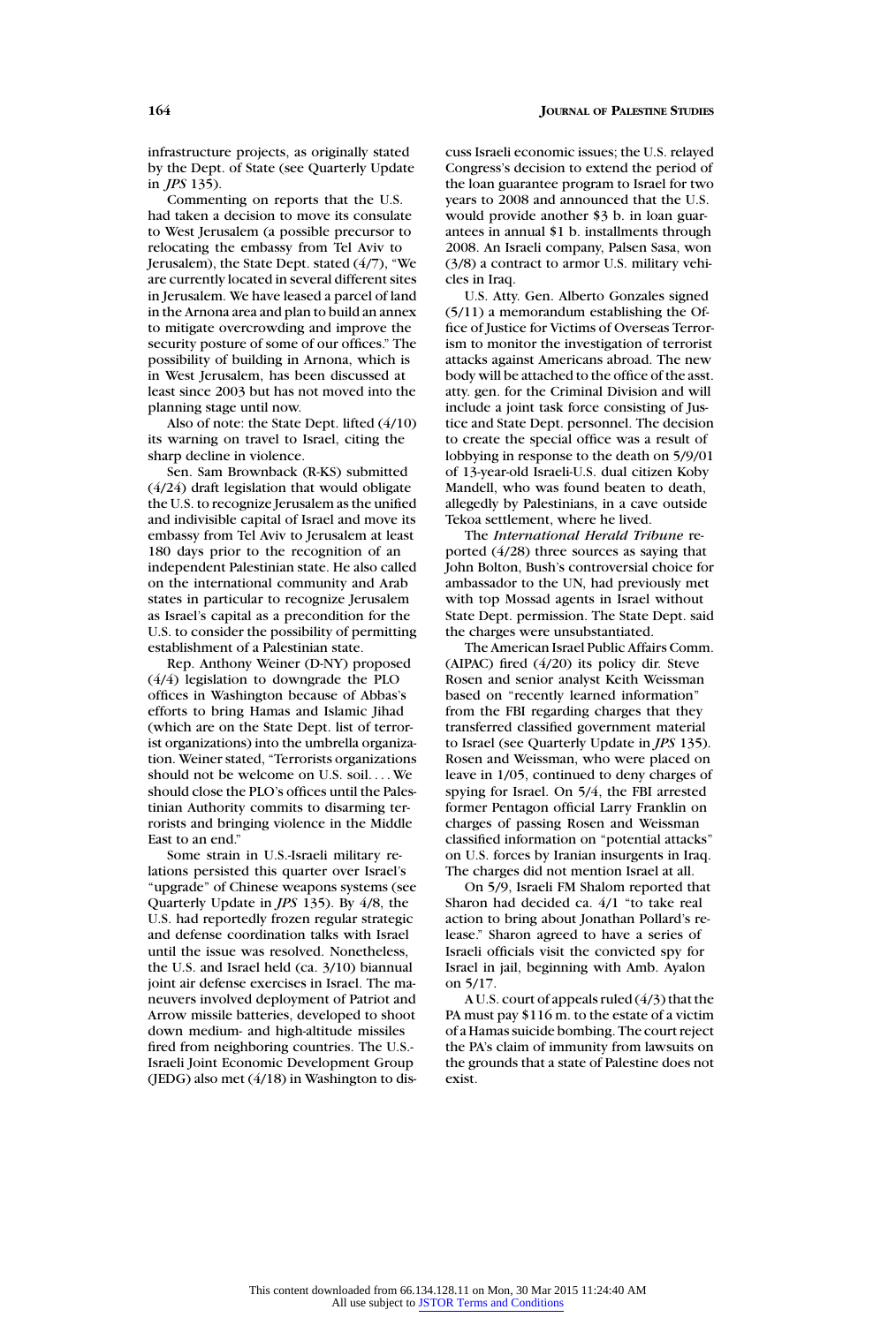infrastructure projects, as originally stated by the Dept. of State (see Quarterly Update in *JPS* 135).

Commenting on reports that the U.S. had taken a decision to move its consulate to West Jerusalem (a possible precursor to relocating the embassy from Tel Aviv to Jerusalem), the State Dept. stated (4/7), "We are currently located in several different sites in Jerusalem. We have leased a parcel of land in the Arnona area and plan to build an annex to mitigate overcrowding and improve the security posture of some of our offices." The possibility of building in Arnona, which is in West Jerusalem, has been discussed at least since 2003 but has not moved into the planning stage until now.

Also of note: the State Dept. lifted (4/10) its warning on travel to Israel, citing the sharp decline in violence.

Sen. Sam Brownback (R-KS) submitted (4/24) draft legislation that would obligate the U.S. to recognize Jerusalem as the unified and indivisible capital of Israel and move its embassy from Tel Aviv to Jerusalem at least 180 days prior to the recognition of an independent Palestinian state. He also called on the international community and Arab states in particular to recognize Jerusalem as Israel's capital as a precondition for the U.S. to consider the possibility of permitting establishment of a Palestinian state.

Rep. Anthony Weiner (D-NY) proposed (4/4) legislation to downgrade the PLO offices in Washington because of Abbas's efforts to bring Hamas and Islamic Jihad (which are on the State Dept. list of terrorist organizations) into the umbrella organization. Weiner stated, "Terrorists organizations should not be welcome on U.S. soil. . . . We should close the PLO's offices until the Palestinian Authority commits to disarming terrorists and bringing violence in the Middle East to an end."

Some strain in U.S.-Israeli military relations persisted this quarter over Israel's "upgrade" of Chinese weapons systems (see Quarterly Update in *JPS* 135). By 4/8, the U.S. had reportedly frozen regular strategic and defense coordination talks with Israel until the issue was resolved. Nonetheless, the U.S. and Israel held (ca. 3/10) biannual joint air defense exercises in Israel. The maneuvers involved deployment of Patriot and Arrow missile batteries, developed to shoot down medium- and high-altitude missiles fired from neighboring countries. The U.S.-Israeli Joint Economic Development Group (JEDG) also met (4/18) in Washington to discuss Israeli economic issues; the U.S. relayed Congress's decision to extend the period of the loan guarantee program to Israel for two years to 2008 and announced that the U.S. would provide another \$3 b. in loan guarantees in annual \$1 b. installments through 2008. An Israeli company, Palsen Sasa, won (3/8) a contract to armor U.S. military vehicles in Iraq.

U.S. Atty. Gen. Alberto Gonzales signed (5/11) a memorandum establishing the Office of Justice for Victims of Overseas Terrorism to monitor the investigation of terrorist attacks against Americans abroad. The new body will be attached to the office of the asst. atty. gen. for the Criminal Division and will include a joint task force consisting of Justice and State Dept. personnel. The decision to create the special office was a result of lobbying in response to the death on 5/9/01 of 13-year-old Israeli-U.S. dual citizen Koby Mandell, who was found beaten to death, allegedly by Palestinians, in a cave outside Tekoa settlement, where he lived.

The *International Herald Tribune* reported (4/28) three sources as saying that John Bolton, Bush's controversial choice for ambassador to the UN, had previously met with top Mossad agents in Israel without State Dept. permission. The State Dept. said the charges were unsubstantiated.

The American Israel Public Affairs Comm. (AIPAC) fired (4/20) its policy dir. Steve Rosen and senior analyst Keith Weissman based on "recently learned information" from the FBI regarding charges that they transferred classified government material to Israel (see Quarterly Update in *JPS* 135). Rosen and Weissman, who were placed on leave in 1/05, continued to deny charges of spying for Israel. On 5/4, the FBI arrested former Pentagon official Larry Franklin on charges of passing Rosen and Weissman classified information on "potential attacks" on U.S. forces by Iranian insurgents in Iraq. The charges did not mention Israel at all.

On 5/9, Israeli FM Shalom reported that Sharon had decided ca. 4/1 "to take real action to bring about Jonathan Pollard's release." Sharon agreed to have a series of Israeli officials visit the convicted spy for Israel in jail, beginning with Amb. Ayalon on 5/17.

A U.S. court of appeals ruled (4/3) that the PA must pay \$116 m. to the estate of a victim of a Hamas suicide bombing. The court reject the PA's claim of immunity from lawsuits on the grounds that a state of Palestine does not exist.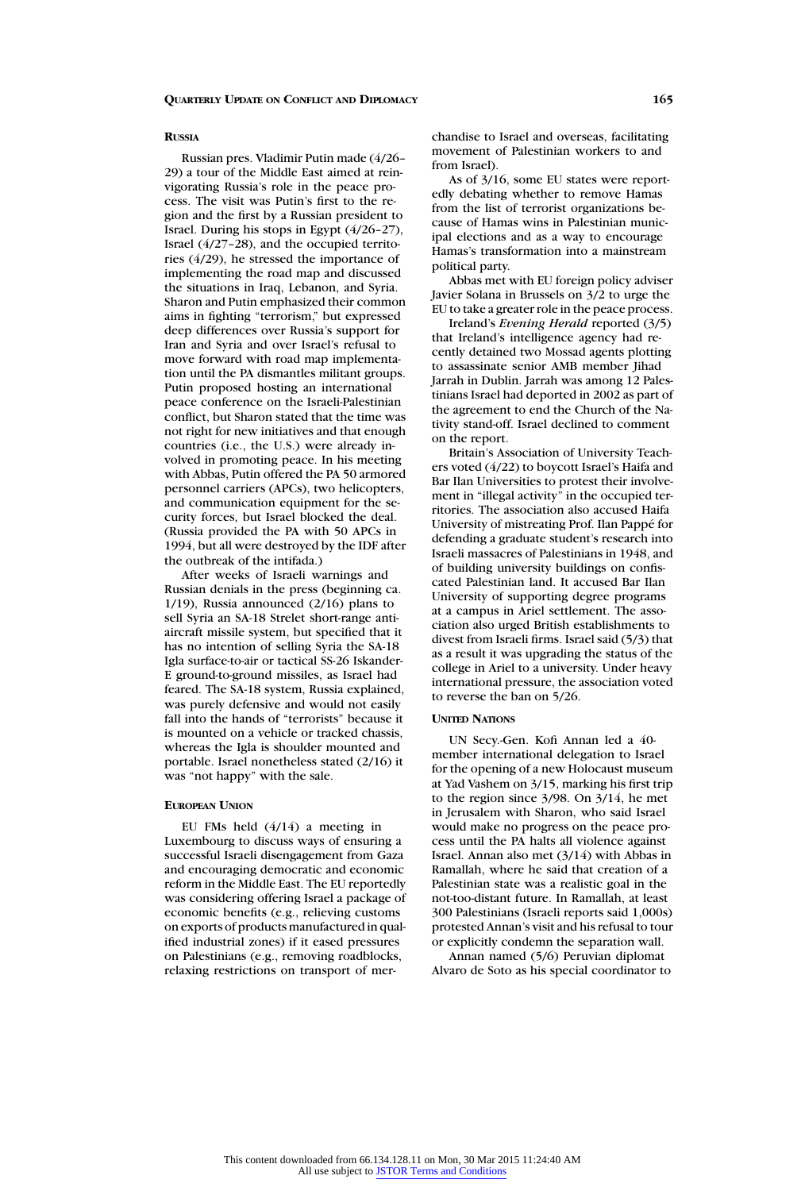### Russia

Russian pres. Vladimir Putin made (4/26–29) a tour of the Middle East aimed at reinvigorating Russia's role in the peace process. The visit was Putin's first to the region and the first by a Russian president to Israel. During his stops in Egypt (4/26–27), Israel (4/27–28), and the occupied territories (4/29), he stressed the importance of implementing the road map and discussed the situations in Iraq, Lebanon, and Syria. Sharon and Putin emphasized their common aims in fighting "terrorism," but expressed deep differences over Russia's support for Iran and Syria and over Israel's refusal to move forward with road map implementation until the PA dismantles militant groups. Putin proposed hosting an international peace conference on the Israeli-Palestinian conflict, but Sharon stated that the time was not right for new initiatives and that enough countries (i.e., the U.S.) were already involved in promoting peace. In his meeting with Abbas, Putin offered the PA 50 armored personnel carriers (APCs), two helicopters, and communication equipment for the security forces, but Israel blocked the deal. (Russia provided the PA with 50 APCs in 1994, but all were destroyed by the IDF after the outbreak of the intifada.)

After weeks of Israeli warnings and Russian denials in the press (beginning ca. 1/19), Russia announced (2/16) plans to sell Syria an SA-18 Strelet short-range antiaircraft missile system, but specified that it has no intention of selling Syria the SA-18 Igla surface-to-air or tactical SS-26 Iskander-E ground-to-ground missiles, as Israel had feared. The SA-18 system, Russia explained, was purely defensive and would not easily fall into the hands of "terrorists" because it is mounted on a vehicle or tracked chassis, whereas the Igla is shoulder mounted and portable. Israel nonetheless stated (2/16) it was "not happy" with the sale.

### European Union

EU FMs held (4/14) a meeting in Luxembourg to discuss ways of ensuring a successful Israeli disengagement from Gaza and encouraging democratic and economic reform in the Middle East. The EU reportedly was considering offering Israel a package of economic benefits (e.g., relieving customs on exports of products manufactured in qualified industrial zones) if it eased pressures on Palestinians (e.g., removing roadblocks, relaxing restrictions on transport of merchandise to Israel and overseas, facilitating movement of Palestinian workers to and from Israel).

As of 3/16, some EU states were reportedly debating whether to remove Hamas from the list of terrorist organizations because of Hamas wins in Palestinian municipal elections and as a way to encourage Hamas's transformation into a mainstream political party.

Abbas met with EU foreign policy adviser Javier Solana in Brussels on 3/2 to urge the EU to take a greater role in the peace process.

Ireland's *Evening Herald* reported (3/5) that Ireland's intelligence agency had recently detained two Mossad agents plotting to assassinate senior AMB member Jihad Jarrah in Dublin. Jarrah was among 12 Palestinians Israel had deported in 2002 as part of the agreement to end the Church of the Nativity stand-off. Israel declined to comment on the report.

Britain's Association of University Teachers voted (4/22) to boycott Israel's Haifa and Bar Ilan Universities to protest their involvement in "illegal activity" in the occupied territories. The association also accused Haifa University of mistreating Prof. Ilan Pappé for defending a graduate student's research into Israeli massacres of Palestinians in 1948, and of building university buildings on confiscated Palestinian land. It accused Bar Ilan University of supporting degree programs at a campus in Ariel settlement. The association also urged British establishments to divest from Israeli firms. Israel said (5/3) that as a result it was upgrading the status of the college in Ariel to a university. Under heavy international pressure, the association voted to reverse the ban on 5/26.

### United Nations

UN Secy.-Gen. Kofi Annan led a 40-member international delegation to Israel for the opening of a new Holocaust museum at Yad Vashem on 3/15, marking his first trip to the region since 3/98. On 3/14, he met in Jerusalem with Sharon, who said Israel would make no progress on the peace process until the PA halts all violence against Israel. Annan also met (3/14) with Abbas in Ramallah, where he said that creation of a Palestinian state was a realistic goal in the not-too-distant future. In Ramallah, at least 300 Palestinians (Israeli reports said 1,000s) protested Annan's visit and his refusal to tour or explicitly condemn the separation wall.

Annan named (5/6) Peruvian diplomat Alvaro de Soto as his special coordinator to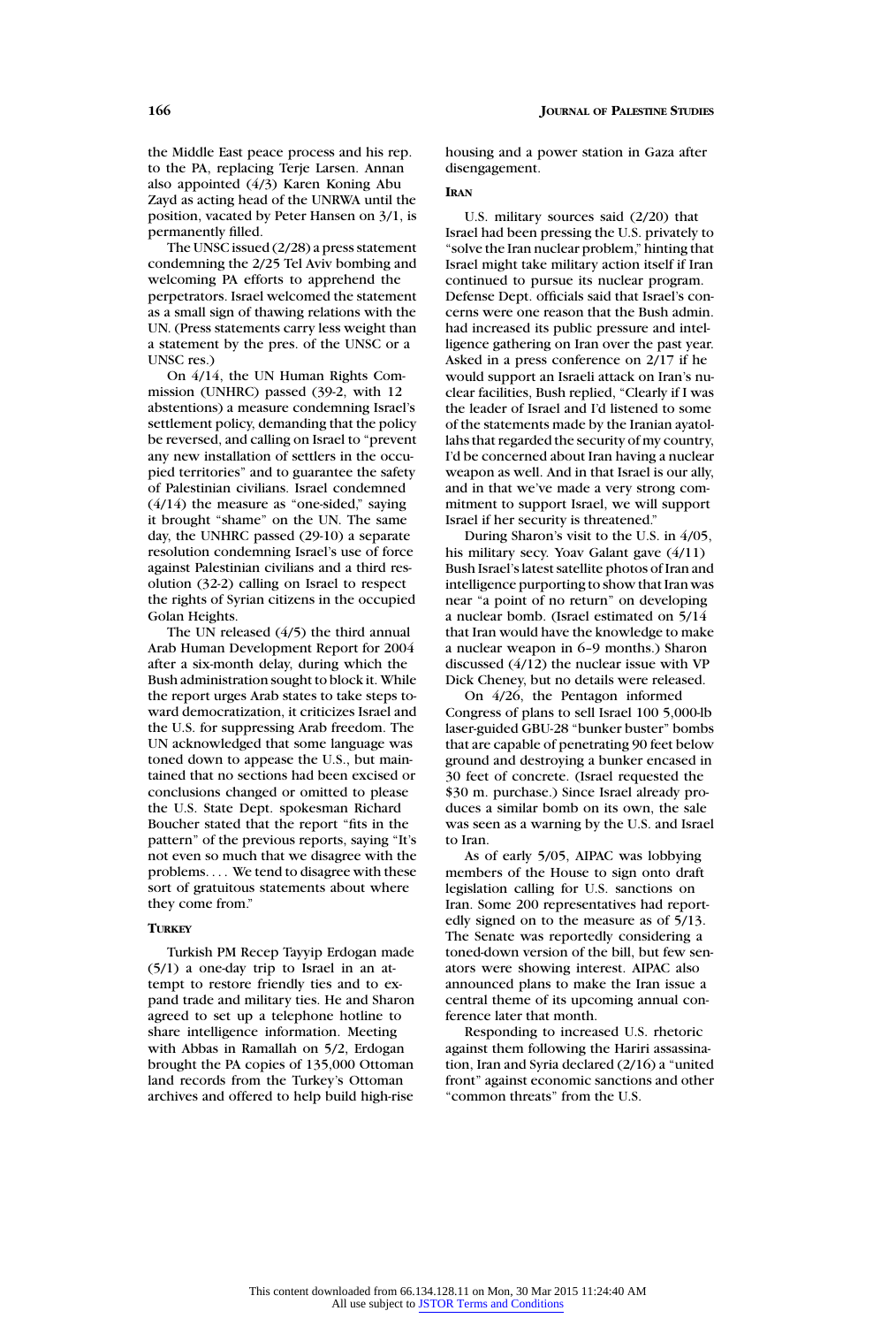the Middle East peace process and his rep. to the PA, replacing Terje Larsen. Annan also appointed (4/3) Karen Koning Abu Zayd as acting head of the UNRWA until the position, vacated by Peter Hansen on 3/1, is permanently filled.

The UNSC issued (2/28) a press statement condemning the 2/25 Tel Aviv bombing and welcoming PA efforts to apprehend the perpetrators. Israel welcomed the statement as a small sign of thawing relations with the UN. (Press statements carry less weight than a statement by the pres. of the UNSC or a UNSC res.)

On 4/14, the UN Human Rights Commission (UNHRC) passed (39-2, with 12 abstentions) a measure condemning Israel's settlement policy, demanding that the policy be reversed, and calling on Israel to "prevent any new installation of settlers in the occupied territories" and to guarantee the safety of Palestinian civilians. Israel condemned (4/14) the measure as "one-sided," saying it brought "shame" on the UN. The same day, the UNHRC passed (29-10) a separate resolution condemning Israel's use of force against Palestinian civilians and a third resolution (32-2) calling on Israel to respect the rights of Syrian citizens in the occupied Golan Heights.

The UN released (4/5) the third annual Arab Human Development Report for 2004 after a six-month delay, during which the Bush administration sought to block it. While the report urges Arab states to take steps toward democratization, it criticizes Israel and the U.S. for suppressing Arab freedom. The UN acknowledged that some language was toned down to appease the U.S., but maintained that no sections had been excised or conclusions changed or omitted to please the U.S. State Dept. spokesman Richard Boucher stated that the report "fits in the pattern" of the previous reports, saying "It's not even so much that we disagree with the problems. . . . We tend to disagree with these sort of gratuitous statements about where they come from."

### Turkey

Turkish PM Recep Tayyip Erdogan made (5/1) a one-day trip to Israel in an attempt to restore friendly ties and to expand trade and military ties. He and Sharon agreed to set up a telephone hotline to share intelligence information. Meeting with Abbas in Ramallah on 5/2, Erdogan brought the PA copies of 135,000 Ottoman land records from the Turkey's Ottoman archives and offered to help build high-rise housing and a power station in Gaza after disengagement.

### Iran

U.S. military sources said (2/20) that Israel had been pressing the U.S. privately to "solve the Iran nuclear problem," hinting that Israel might take military action itself if Iran continued to pursue its nuclear program. Defense Dept. officials said that Israel's concerns were one reason that the Bush admin. had increased its public pressure and intelligence gathering on Iran over the past year. Asked in a press conference on 2/17 if he would support an Israeli attack on Iran's nuclear facilities, Bush replied, "Clearly if I was the leader of Israel and I'd listened to some of the statements made by the Iranian ayatollahs that regarded the security of my country, I'd be concerned about Iran having a nuclear weapon as well. And in that Israel is our ally, and in that we've made a very strong commitment to support Israel, we will support Israel if her security is threatened."

During Sharon's visit to the U.S. in 4/05, his military secy. Yoav Galant gave (4/11) Bush Israel's latest satellite photos of Iran and intelligence purporting to show that Iran was near "a point of no return" on developing a nuclear bomb. (Israel estimated on 5/14 that Iran would have the knowledge to make a nuclear weapon in 6–9 months.) Sharon discussed (4/12) the nuclear issue with VP Dick Cheney, but no details were released.

On 4/26, the Pentagon informed Congress of plans to sell Israel 100 5,000-lb laser-guided GBU-28 "bunker buster" bombs that are capable of penetrating 90 feet below ground and destroying a bunker encased in 30 feet of concrete. (Israel requested the $30 m. purchase.) Since Israel already produces a similar bomb on its own, the sale was seen as a warning by the U.S. and Israel to Iran.

As of early 5/05, AIPAC was lobbying members of the House to sign onto draft legislation calling for U.S. sanctions on Iran. Some 200 representatives had reportedly signed on to the measure as of 5/13. The Senate was reportedly considering a toned-down version of the bill, but few senators were showing interest. AIPAC also announced plans to make the Iran issue a central theme of its upcoming annual conference later that month.

Responding to increased U.S. rhetoric against them following the Hariri assassination, Iran and Syria declared (2/16) a "united front" against economic sanctions and other "common threats" from the U.S.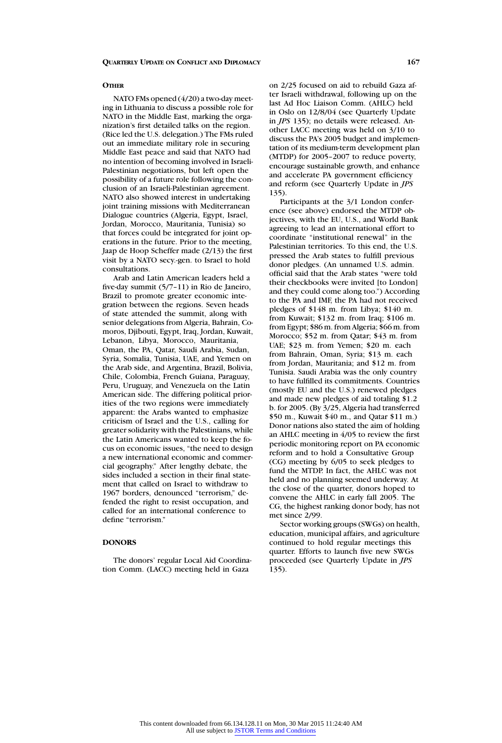### OTHER

NATO FMs opened (4/20) a two-day meeting in Lithuania to discuss a possible role for NATO in the Middle East, marking the organization's first detailed talks on the region. (Rice led the U.S. delegation.) The FMs ruled out an immediate military role in securing Middle East peace and said that NATO had no intention of becoming involved in Israeli-Palestinian negotiations, but left open the possibility of a future role following the conclusion of an Israeli-Palestinian agreement. NATO also showed interest in undertaking joint training missions with Mediterranean Dialogue countries (Algeria, Egypt, Israel, Jordan, Morocco, Mauritania, Tunisia) so that forces could be integrated for joint operations in the future. Prior to the meeting, Jaap de Hoop Scheffer made (2/13) the first visit by a NATO secy.-gen. to Israel to hold consultations.

Arab and Latin American leaders held a five-day summit (5/7–11) in Rio de Janeiro, Brazil to promote greater economic integration between the regions. Seven heads of state attended the summit, along with senior delegations from Algeria, Bahrain, Comoros, Djibouti, Egypt, Iraq, Jordan, Kuwait, Lebanon, Libya, Morocco, Mauritania, Oman, the PA, Qatar, Saudi Arabia, Sudan, Syria, Somalia, Tunisia, UAE, and Yemen on the Arab side, and Argentina, Brazil, Bolivia, Chile, Colombia, French Guiana, Paraguay, Peru, Uruguay, and Venezuela on the Latin American side. The differing political priorities of the two regions were immediately apparent: the Arabs wanted to emphasize criticism of Israel and the U.S., calling for greater solidarity with the Palestinians, while the Latin Americans wanted to keep the focus on economic issues, "the need to design a new international economic and commercial geography." After lengthy debate, the sides included a section in their final statement that called on Israel to withdraw to 1967 borders, denounced "terrorism," defended the right to resist occupation, and called for an international conference to define "terrorism."

## DONORS

The donors' regular Local Aid Coordination Comm. (LACC) meeting held in Gaza on 2/25 focused on aid to rebuild Gaza after Israeli withdrawal, following up on the last Ad Hoc Liaison Comm. (AHLC) held in Oslo on 12/8/04 (see Quarterly Update in *JPS* 135); no details were released. Another LACC meeting was held on 3/10 to discuss the PA's 2005 budget and implementation of its medium-term development plan (MTDP) for 2005–2007 to reduce poverty, encourage sustainable growth, and enhance and accelerate PA government efficiency and reform (see Quarterly Update in *JPS* 135).

Participants at the 3/1 London conference (see above) endorsed the MTDP objectives, with the EU, U.S., and World Bank agreeing to lead an international effort to coordinate "institutional renewal" in the Palestinian territories. To this end, the U.S. pressed the Arab states to fulfill previous donor pledges. (An unnamed U.S. admin. official said that the Arab states "were told their checkbooks were invited [to London] and they could come along too.") According to the PA and IMF, the PA had not received pledges of \$148 m. from Libya; \$140 m. from Kuwait; \$132 m. from Iraq; \$106 m. from Egypt; \$86 m. from Algeria; \$66 m. from Morocco; \$52 m. from Qatar; \$43 m. from UAE; \$23 m. from Yemen; \$20 m. each from Bahrain, Oman, Syria; \$13 m. each from Jordan, Mauritania; and \$12 m. from Tunisia. Saudi Arabia was the only country to have fulfilled its commitments. Countries (mostly EU and the U.S.) renewed pledges and made new pledges of aid totaling \$1.2 b. for 2005. (By 3/25, Algeria had transferred \$50 m., Kuwait \$40 m., and Qatar \$11 m.) Donor nations also stated the aim of holding an AHLC meeting in 4/05 to review the first periodic monitoring report on PA economic reform and to hold a Consultative Group (CG) meeting by 6/05 to seek pledges to fund the MTDP. In fact, the AHLC was not held and no planning seemed underway. At the close of the quarter, donors hoped to convene the AHLC in early fall 2005. The CG, the highest ranking donor body, has not met since 2/99.

Sector working groups (SWGs) on health, education, municipal affairs, and agriculture continued to hold regular meetings this quarter. Efforts to launch five new SWGs proceeded (see Quarterly Update in *JPS* 135).